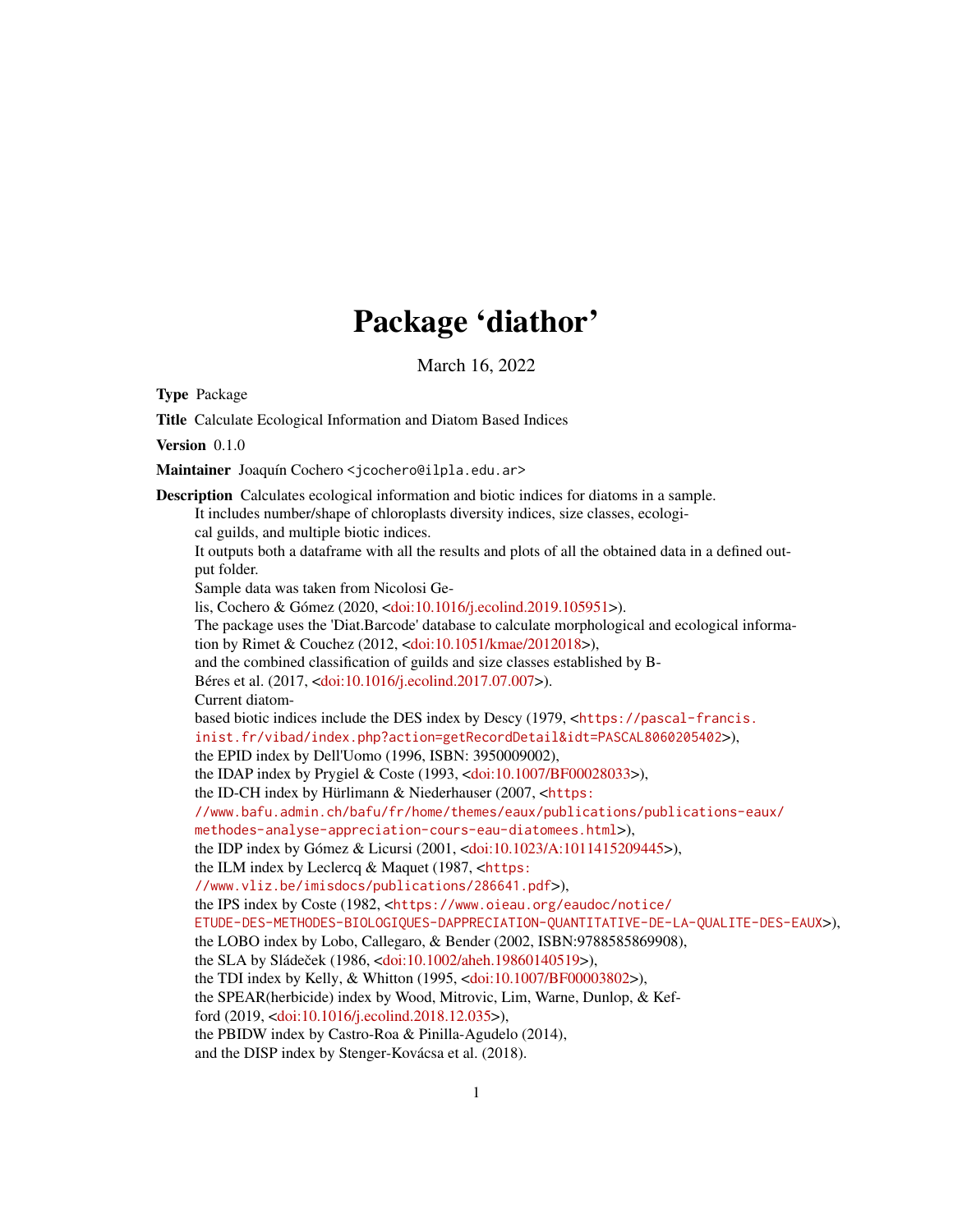# Package 'diathor'

March 16, 2022

**Type** Package

**Title** Calculate Ecological Information and Diatom Based Indices

**Version** 0.1.0

**Maintainer** Joaquín Cochero <jcochero@ilpla.edu.ar>

**Description** Calculates ecological information and biotic indices for diatoms in a sample. It includes number/shape of chloroplasts diversity indices, size classes, ecological guilds, and multiple biotic indices.
It outputs both a dataframe with all the results and plots of all the obtained data in a defined output folder.
Sample data was taken from Nicolosi Gelis, Cochero & Gómez (2020, <doi:10.1016/j.ecolind.2019.105951>).
The package uses the 'Diat.Barcode' database to calculate morphological and ecological information by Rimet & Couchez (2012, <doi:10.1051/kmae/2012018>),
and the combined classification of guilds and size classes established by B-Béres et al. (2017, <doi:10.1016/j.ecolind.2017.07.007>).
Current diatom-based biotic indices include the DES index by Descy (1979, <https://pascal-francis.inist.fr/vibad/index.php?action=getRecordDetail&idt=PASCAL8060205402>),
the EPID index by Dell'Uomo (1996, ISBN: 3950009002),
the IDAP index by Prygiel & Coste (1993, <doi:10.1007/BF00028033>),
the ID-CH index by Hürlimann & Niederhauser (2007, <https://www.bafu.admin.ch/bafu/fr/home/themes/eaux/publications/publications-eaux/methodes-analyse-appreciation-cours-eau-diatomees.html>),
the IDP index by Gómez & Licursi (2001, <doi:10.1023/A:1011415209445>),
the ILM index by Leclercq & Maquet (1987, <https://www.vliz.be/imisdocs/publications/286641.pdf>),
the IPS index by Coste (1982, <https://www.oieau.org/eaudoc/notice/ETUDE-DES-METHODES-BIOLOGIQUES-DAPPRECIATION-QUANTITATIVE-DE-LA-QUALITE-DES-EAUX>),
the LOBO index by Lobo, Callegaro, & Bender (2002, ISBN:9788585869908),
the SLA by Sládeček (1986, <doi:10.1002/aheh.19860140519>),
the TDI index by Kelly, & Whitton (1995, <doi:10.1007/BF00003802>),
the SPEAR(herbicide) index by Wood, Mitrovic, Lim, Warne, Dunlop, & Kefford (2019, <doi:10.1016/j.ecolind.2018.12.035>),
the PBIDW index by Castro-Roa & Pinilla-Agudelo (2014),
and the DISP index by Stenger-Kovácsa et al. (2018).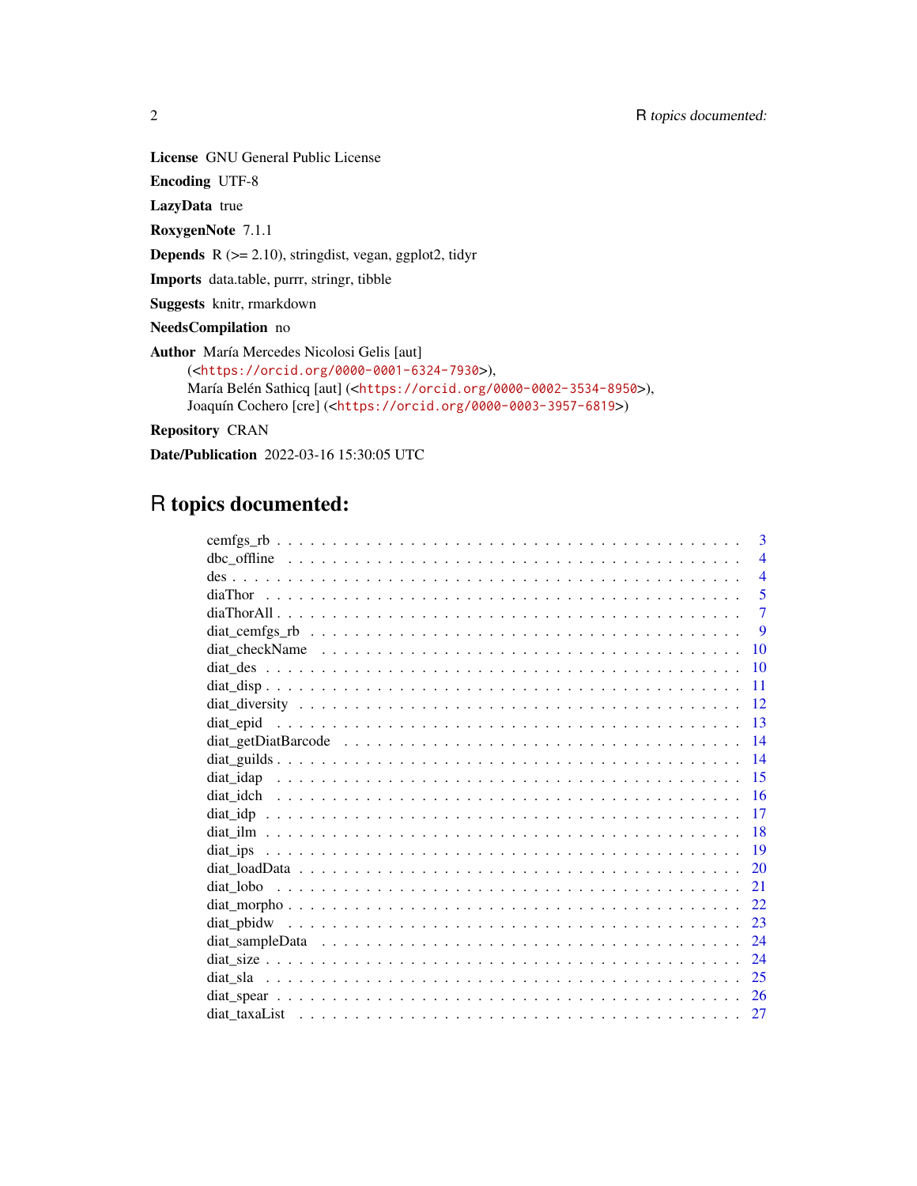**License** GNU General Public License

**Encoding** UTF-8

**LazyData** true

**RoxygenNote** 7.1.1

**Depends** R (>= 2.10), stringdist, vegan, ggplot2, tidyr

**Imports** data.table, purrr, stringr, tibble

**Suggests** knitr, rmarkdown

**NeedsCompilation** no

**Author** María Mercedes Nicolosi Gelis [aut] (<https://orcid.org/0000-0001-6324-7930>), María Belén Sathicq [aut] (<https://orcid.org/0000-0002-3534-8950>), Joaquín Cochero [cre] (<https://orcid.org/0000-0003-3957-6819>)

**Repository** CRAN

**Date/Publication** 2022-03-16 15:30:05 UTC

# R topics documented:

- cemfgs_rb . . . . . 3
- dbc_offline . . . . . 4
- des . . . . . 4
- diaThor . . . . . 5
- diaThorAll . . . . . 7
- diat_cemfgs_rb . . . . . 9
- diat_checkName . . . . . 10
- diat_des . . . . . 10
- diat_disp . . . . . 11
- diat_diversity . . . . . 12
- diat_epid . . . . . 13
- diat_getDiatBarcode . . . . . 14
- diat_guilds . . . . . 14
- diat_idap . . . . . 15
- diat_idch . . . . . 16
- diat_idp . . . . . 17
- diat_ilm . . . . . 18
- diat_ips . . . . . 19
- diat_loadData . . . . . 20
- diat_lobo . . . . . 21
- diat_morpho . . . . . 22
- diat_pbidw . . . . . 23
- diat_sampleData . . . . . 24
- diat_size . . . . . 24
- diat_sla . . . . . 25
- diat_spear . . . . . 26
- diat_taxaList . . . . . 27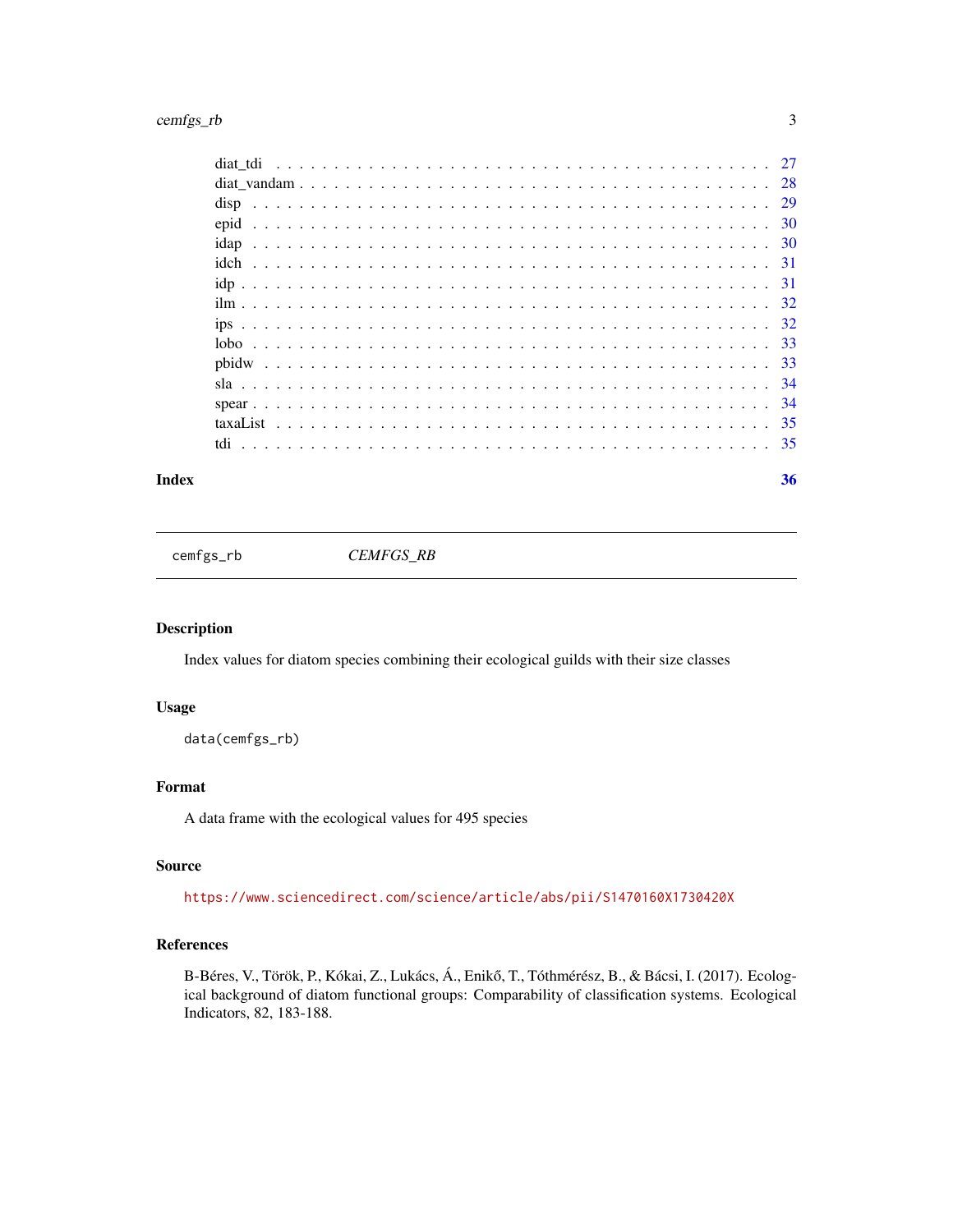diat_tdi . . . . . . . . . . . . . . . . . . . . . . . . . . . . . . . . . . . . . . . . . 27
diat_vandam . . . . . . . . . . . . . . . . . . . . . . . . . . . . . . . . . . . . . . . 28
disp . . . . . . . . . . . . . . . . . . . . . . . . . . . . . . . . . . . . . . . . . . . 29
epid . . . . . . . . . . . . . . . . . . . . . . . . . . . . . . . . . . . . . . . . . . . 30
idap . . . . . . . . . . . . . . . . . . . . . . . . . . . . . . . . . . . . . . . . . . . 30
idch . . . . . . . . . . . . . . . . . . . . . . . . . . . . . . . . . . . . . . . . . . . 31
idp . . . . . . . . . . . . . . . . . . . . . . . . . . . . . . . . . . . . . . . . . . . . 31
ilm . . . . . . . . . . . . . . . . . . . . . . . . . . . . . . . . . . . . . . . . . . . . 32
ips . . . . . . . . . . . . . . . . . . . . . . . . . . . . . . . . . . . . . . . . . . . . 32
lobo . . . . . . . . . . . . . . . . . . . . . . . . . . . . . . . . . . . . . . . . . . . 33
pbidw . . . . . . . . . . . . . . . . . . . . . . . . . . . . . . . . . . . . . . . . . . 33
sla . . . . . . . . . . . . . . . . . . . . . . . . . . . . . . . . . . . . . . . . . . . . 34
spear . . . . . . . . . . . . . . . . . . . . . . . . . . . . . . . . . . . . . . . . . . . 34
taxaList . . . . . . . . . . . . . . . . . . . . . . . . . . . . . . . . . . . . . . . . . 35
tdi . . . . . . . . . . . . . . . . . . . . . . . . . . . . . . . . . . . . . . . . . . . . 35

**Index** **36**

---

`cemfgs_rb` *CEMFGS_RB*

---

## Description

Index values for diatom species combining their ecological guilds with their size classes

## Usage

```
data(cemfgs_rb)
```

## Format

A data frame with the ecological values for 495 species

## Source

https://www.sciencedirect.com/science/article/abs/pii/S1470160X1730420X

## References

B-Béres, V., Török, P., Kókai, Z., Lukács, Á., Enikő, T., Tóthmérész, B., & Bácsi, I. (2017). Ecological background of diatom functional groups: Comparability of classification systems. Ecological Indicators, 82, 183-188.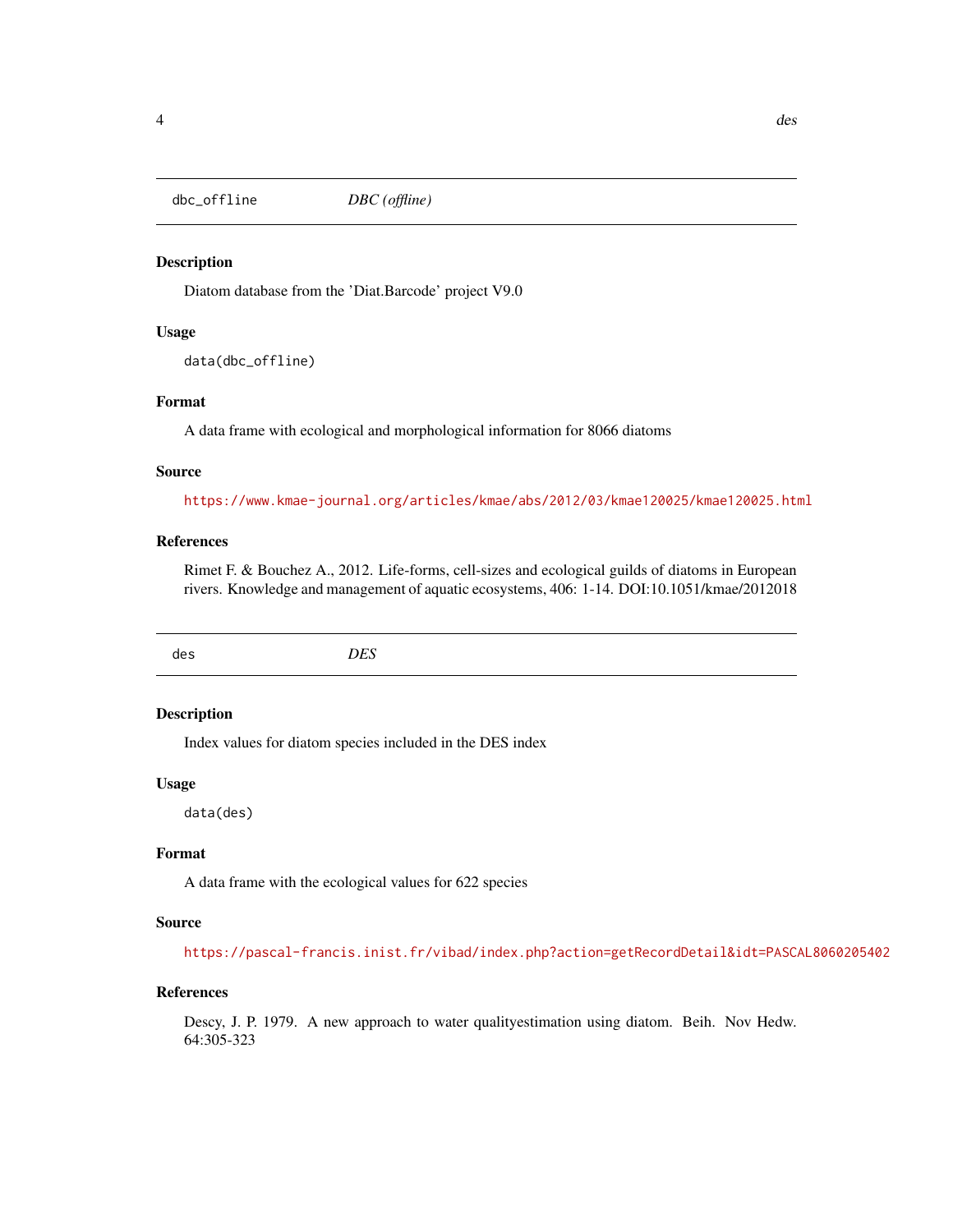## dbc_offline *DBC (offline)*

### Description

Diatom database from the 'Diat.Barcode' project V9.0

### Usage

```
data(dbc_offline)
```

### Format

A data frame with ecological and morphological information for 8066 diatoms

### Source

https://www.kmae-journal.org/articles/kmae/abs/2012/03/kmae120025/kmae120025.html

### References

Rimet F. & Bouchez A., 2012. Life-forms, cell-sizes and ecological guilds of diatoms in European rivers. Knowledge and management of aquatic ecosystems, 406: 1-14. DOI:10.1051/kmae/2012018

## des *DES*

### Description

Index values for diatom species included in the DES index

### Usage

```
data(des)
```

### Format

A data frame with the ecological values for 622 species

### Source

https://pascal-francis.inist.fr/vibad/index.php?action=getRecordDetail&idt=PASCAL8060205402

### References

Descy, J. P. 1979. A new approach to water qualityestimation using diatom. Beih. Nov Hedw. 64:305-323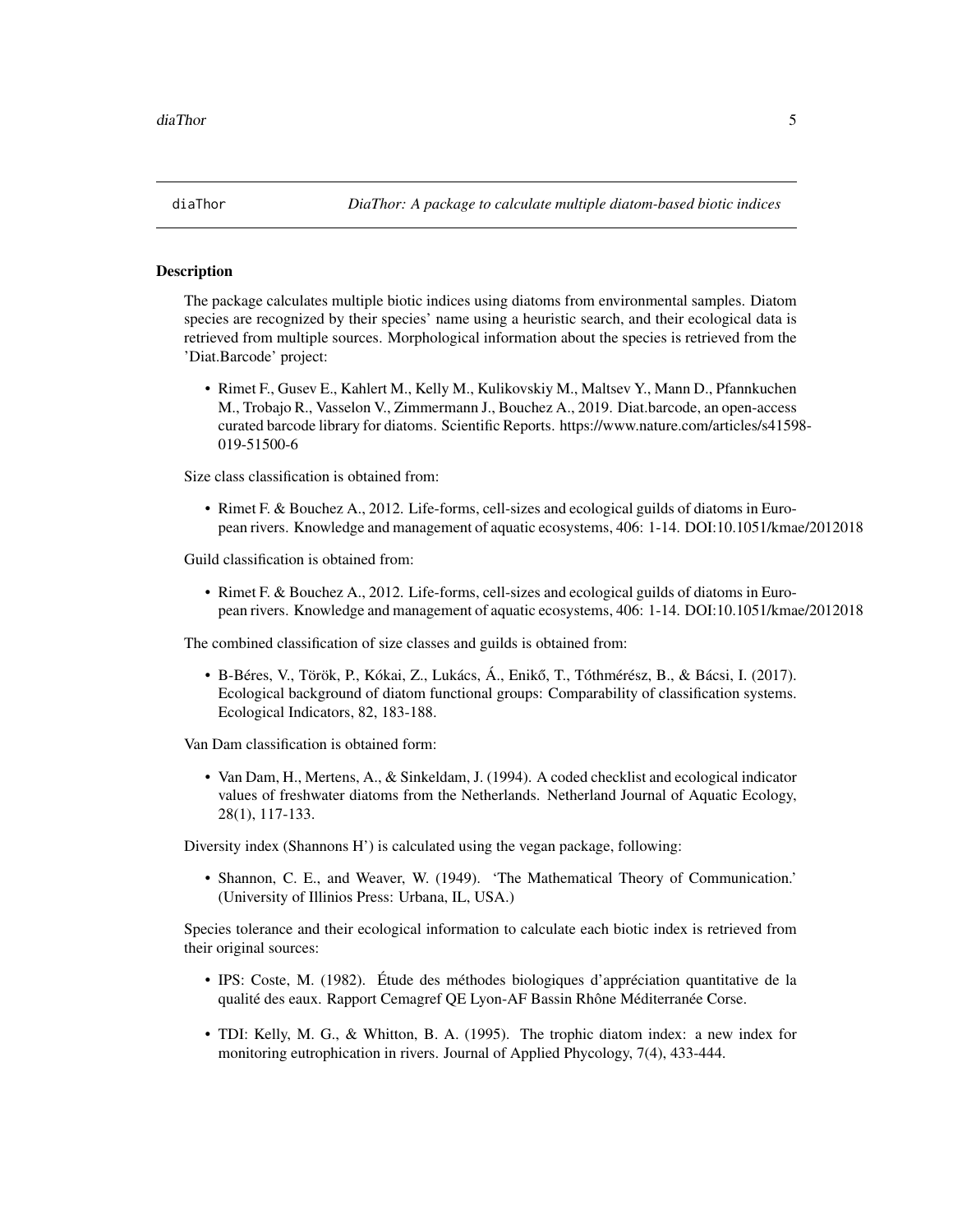diaThor *DiaThor: A package to calculate multiple diatom-based biotic indices*

## Description

The package calculates multiple biotic indices using diatoms from environmental samples. Diatom species are recognized by their species' name using a heuristic search, and their ecological data is retrieved from multiple sources. Morphological information about the species is retrieved from the 'Diat.Barcode' project:

- Rimet F., Gusev E., Kahlert M., Kelly M., Kulikovskiy M., Maltsev Y., Mann D., Pfannkuchen M., Trobajo R., Vasselon V., Zimmermann J., Bouchez A., 2019. Diat.barcode, an open-access curated barcode library for diatoms. Scientific Reports. https://www.nature.com/articles/s41598-019-51500-6

Size class classification is obtained from:

- Rimet F. & Bouchez A., 2012. Life-forms, cell-sizes and ecological guilds of diatoms in European rivers. Knowledge and management of aquatic ecosystems, 406: 1-14. DOI:10.1051/kmae/2012018

Guild classification is obtained from:

- Rimet F. & Bouchez A., 2012. Life-forms, cell-sizes and ecological guilds of diatoms in European rivers. Knowledge and management of aquatic ecosystems, 406: 1-14. DOI:10.1051/kmae/2012018

The combined classification of size classes and guilds is obtained from:

- B-Béres, V., Török, P., Kókai, Z., Lukács, Á., Enikő, T., Tóthmérész, B., & Bácsi, I. (2017). Ecological background of diatom functional groups: Comparability of classification systems. Ecological Indicators, 82, 183-188.

Van Dam classification is obtained form:

- Van Dam, H., Mertens, A., & Sinkeldam, J. (1994). A coded checklist and ecological indicator values of freshwater diatoms from the Netherlands. Netherland Journal of Aquatic Ecology, 28(1), 117-133.

Diversity index (Shannons H') is calculated using the vegan package, following:

- Shannon, C. E., and Weaver, W. (1949). 'The Mathematical Theory of Communication.' (University of Illinios Press: Urbana, IL, USA.)

Species tolerance and their ecological information to calculate each biotic index is retrieved from their original sources:

- IPS: Coste, M. (1982). Étude des méthodes biologiques d'appréciation quantitative de la qualité des eaux. Rapport Cemagref QE Lyon-AF Bassin Rhône Méditerranée Corse.
- TDI: Kelly, M. G., & Whitton, B. A. (1995). The trophic diatom index: a new index for monitoring eutrophication in rivers. Journal of Applied Phycology, 7(4), 433-444.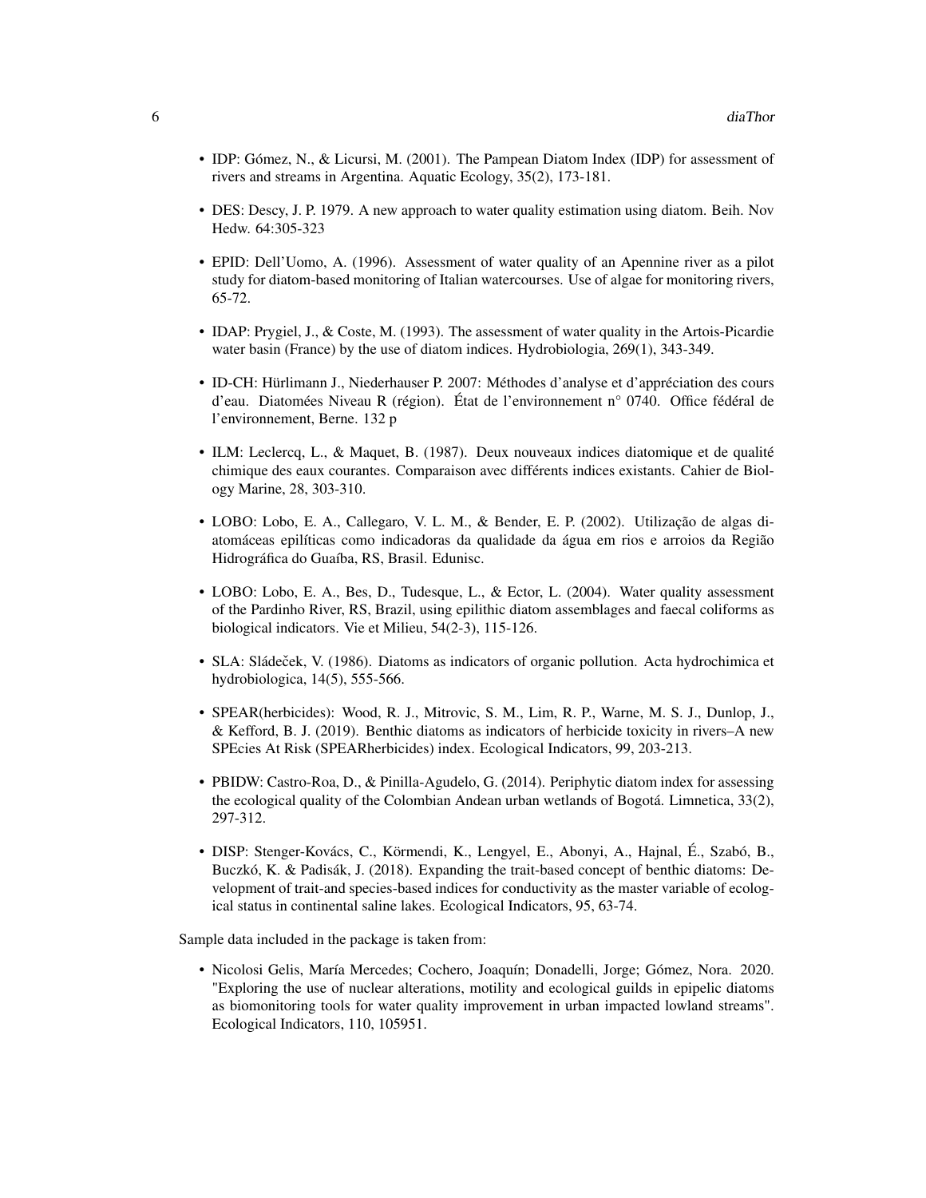- IDP: Gómez, N., & Licursi, M. (2001). The Pampean Diatom Index (IDP) for assessment of rivers and streams in Argentina. Aquatic Ecology, 35(2), 173-181.

- DES: Descy, J. P. 1979. A new approach to water quality estimation using diatom. Beih. Nov Hedw. 64:305-323

- EPID: Dell'Uomo, A. (1996). Assessment of water quality of an Apennine river as a pilot study for diatom-based monitoring of Italian watercourses. Use of algae for monitoring rivers, 65-72.

- IDAP: Prygiel, J., & Coste, M. (1993). The assessment of water quality in the Artois-Picardie water basin (France) by the use of diatom indices. Hydrobiologia, 269(1), 343-349.

- ID-CH: Hürlimann J., Niederhauser P. 2007: Méthodes d'analyse et d'appréciation des cours d'eau. Diatomées Niveau R (région). État de l'environnement n° 0740. Office fédéral de l'environnement, Berne. 132 p

- ILM: Leclercq, L., & Maquet, B. (1987). Deux nouveaux indices diatomique et de qualité chimique des eaux courantes. Comparaison avec différents indices existants. Cahier de Biology Marine, 28, 303-310.

- LOBO: Lobo, E. A., Callegaro, V. L. M., & Bender, E. P. (2002). Utilização de algas diatomáceas epilíticas como indicadoras da qualidade da água em rios e arroios da Região Hidrográfica do Guaíba, RS, Brasil. Edunisc.

- LOBO: Lobo, E. A., Bes, D., Tudesque, L., & Ector, L. (2004). Water quality assessment of the Pardinho River, RS, Brazil, using epilithic diatom assemblages and faecal coliforms as biological indicators. Vie et Milieu, 54(2-3), 115-126.

- SLA: Sládeček, V. (1986). Diatoms as indicators of organic pollution. Acta hydrochimica et hydrobiologica, 14(5), 555-566.

- SPEAR(herbicides): Wood, R. J., Mitrovic, S. M., Lim, R. P., Warne, M. S. J., Dunlop, J., & Kefford, B. J. (2019). Benthic diatoms as indicators of herbicide toxicity in rivers–A new SPEcies At Risk (SPEARherbicides) index. Ecological Indicators, 99, 203-213.

- PBIDW: Castro-Roa, D., & Pinilla-Agudelo, G. (2014). Periphytic diatom index for assessing the ecological quality of the Colombian Andean urban wetlands of Bogotá. Limnetica, 33(2), 297-312.

- DISP: Stenger-Kovács, C., Körmendi, K., Lengyel, E., Abonyi, A., Hajnal, É., Szabó, B., Buczkó, K. & Padisák, J. (2018). Expanding the trait-based concept of benthic diatoms: Development of trait-and species-based indices for conductivity as the master variable of ecological status in continental saline lakes. Ecological Indicators, 95, 63-74.

Sample data included in the package is taken from:

- Nicolosi Gelis, María Mercedes; Cochero, Joaquín; Donadelli, Jorge; Gómez, Nora. 2020. "Exploring the use of nuclear alterations, motility and ecological guilds in epipelic diatoms as biomonitoring tools for water quality improvement in urban impacted lowland streams". Ecological Indicators, 110, 105951.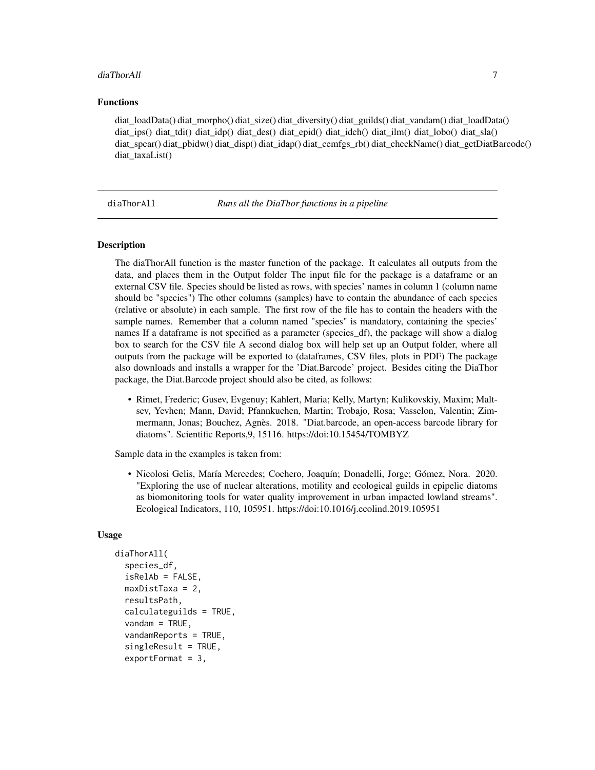### Functions

diat_loadData() diat_morpho() diat_size() diat_diversity() diat_guilds() diat_vandam() diat_loadData() diat_ips() diat_tdi() diat_idp() diat_des() diat_epid() diat_idch() diat_ilm() diat_lobo() diat_sla() diat_spear() diat_pbidw() diat_disp() diat_idap() diat_cemfgs_rb() diat_checkName() diat_getDiatBarcode() diat_taxaList()

---

## diaThorAll — *Runs all the DiaThor functions in a pipeline*

### Description

The diaThorAll function is the master function of the package. It calculates all outputs from the data, and places them in the Output folder The input file for the package is a dataframe or an external CSV file. Species should be listed as rows, with species' names in column 1 (column name should be "species") The other columns (samples) have to contain the abundance of each species (relative or absolute) in each sample. The first row of the file has to contain the headers with the sample names. Remember that a column named "species" is mandatory, containing the species' names If a dataframe is not specified as a parameter (species_df), the package will show a dialog box to search for the CSV file A second dialog box will help set up an Output folder, where all outputs from the package will be exported to (dataframes, CSV files, plots in PDF) The package also downloads and installs a wrapper for the 'Diat.Barcode' project. Besides citing the DiaThor package, the Diat.Barcode project should also be cited, as follows:

- Rimet, Frederic; Gusev, Evgenuy; Kahlert, Maria; Kelly, Martyn; Kulikovskiy, Maxim; Maltsev, Yevhen; Mann, David; Pfannkuchen, Martin; Trobajo, Rosa; Vasselon, Valentin; Zimmermann, Jonas; Bouchez, Agnès. 2018. "Diat.barcode, an open-access barcode library for diatoms". Scientific Reports,9, 15116. https://doi:10.15454/TOMBYZ

Sample data in the examples is taken from:

- Nicolosi Gelis, María Mercedes; Cochero, Joaquín; Donadelli, Jorge; Gómez, Nora. 2020. "Exploring the use of nuclear alterations, motility and ecological guilds in epipelic diatoms as biomonitoring tools for water quality improvement in urban impacted lowland streams". Ecological Indicators, 110, 105951. https://doi:10.1016/j.ecolind.2019.105951

### Usage

```
diaThorAll(
  species_df,
  isRelAb = FALSE,
  maxDistTaxa = 2,
  resultsPath,
  calculateguilds = TRUE,
  vandam = TRUE,
  vandamReports = TRUE,
  singleResult = TRUE,
  exportFormat = 3,
```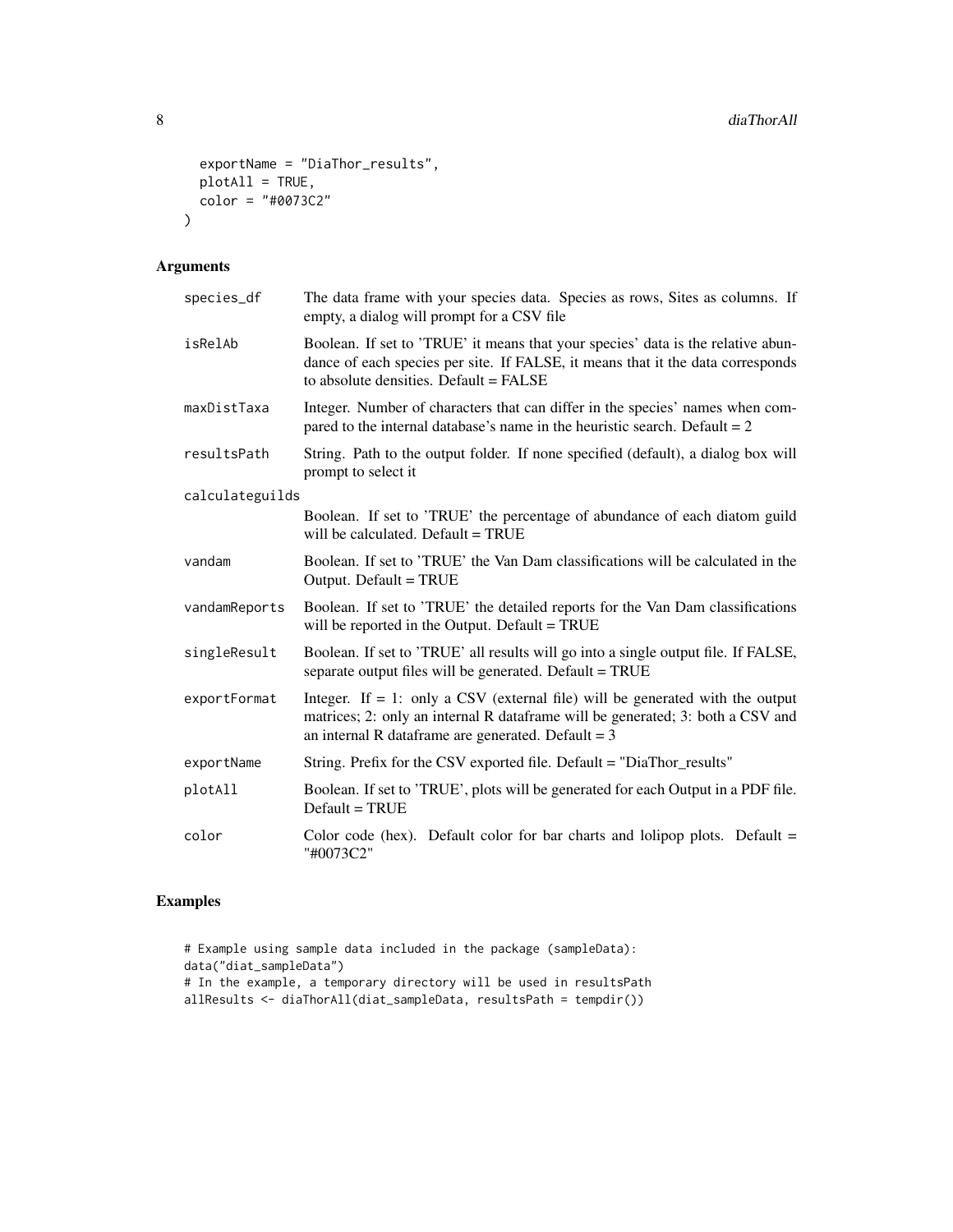```
  exportName = "DiaThor_results",
  plotAll = TRUE,
  color = "#0073C2"
)
```

## Arguments

| Argument | Description |
|---|---|
| species_df | The data frame with your species data. Species as rows, Sites as columns. If empty, a dialog will prompt for a CSV file |
| isRelAb | Boolean. If set to 'TRUE' it means that your species' data is the relative abundance of each species per site. If FALSE, it means that it the data corresponds to absolute densities. Default = FALSE |
| maxDistTaxa | Integer. Number of characters that can differ in the species' names when compared to the internal database's name in the heuristic search. Default = 2 |
| resultsPath | String. Path to the output folder. If none specified (default), a dialog box will prompt to select it |
| calculateguilds | Boolean. If set to 'TRUE' the percentage of abundance of each diatom guild will be calculated. Default = TRUE |
| vandam | Boolean. If set to 'TRUE' the Van Dam classifications will be calculated in the Output. Default = TRUE |
| vandamReports | Boolean. If set to 'TRUE' the detailed reports for the Van Dam classifications will be reported in the Output. Default = TRUE |
| singleResult | Boolean. If set to 'TRUE' all results will go into a single output file. If FALSE, separate output files will be generated. Default = TRUE |
| exportFormat | Integer. If = 1: only a CSV (external file) will be generated with the output matrices; 2: only an internal R dataframe will be generated; 3: both a CSV and an internal R dataframe are generated. Default = 3 |
| exportName | String. Prefix for the CSV exported file. Default = "DiaThor_results" |
| plotAll | Boolean. If set to 'TRUE', plots will be generated for each Output in a PDF file. Default = TRUE |
| color | Color code (hex). Default color for bar charts and lolipop plots. Default = "#0073C2" |

## Examples

```
# Example using sample data included in the package (sampleData):
data("diat_sampleData")
# In the example, a temporary directory will be used in resultsPath
allResults <- diaThorAll(diat_sampleData, resultsPath = tempdir())
```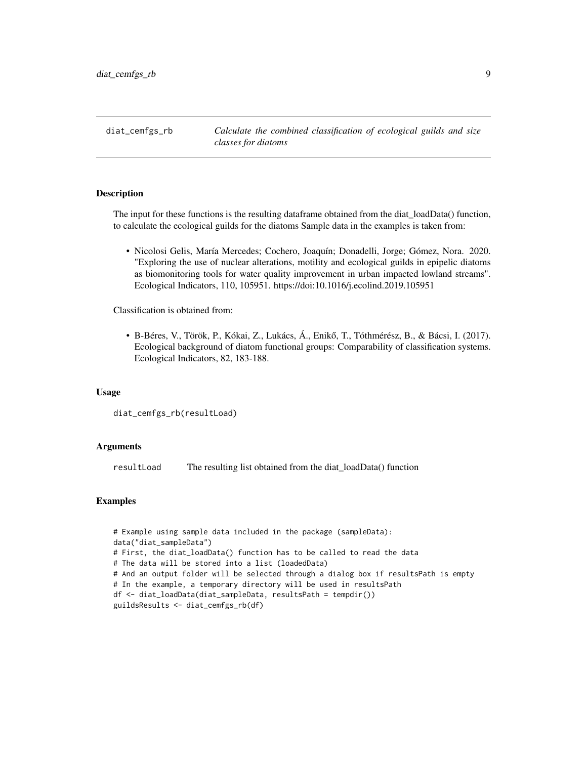# diat_cemfgs_rb

*Calculate the combined classification of ecological guilds and size classes for diatoms*

## Description

The input for these functions is the resulting dataframe obtained from the diat_loadData() function, to calculate the ecological guilds for the diatoms Sample data in the examples is taken from:

- Nicolosi Gelis, María Mercedes; Cochero, Joaquín; Donadelli, Jorge; Gómez, Nora. 2020. "Exploring the use of nuclear alterations, motility and ecological guilds in epipelic diatoms as biomonitoring tools for water quality improvement in urban impacted lowland streams". Ecological Indicators, 110, 105951. https://doi:10.1016/j.ecolind.2019.105951

Classification is obtained from:

- B-Béres, V., Török, P., Kókai, Z., Lukács, Á., Enikő, T., Tóthmérész, B., & Bácsi, I. (2017). Ecological background of diatom functional groups: Comparability of classification systems. Ecological Indicators, 82, 183-188.

## Usage

```
diat_cemfgs_rb(resultLoad)
```

## Arguments

| | |
|---|---|
| resultLoad | The resulting list obtained from the diat_loadData() function |

## Examples

```
# Example using sample data included in the package (sampleData):
data("diat_sampleData")
# First, the diat_loadData() function has to be called to read the data
# The data will be stored into a list (loadedData)
# And an output folder will be selected through a dialog box if resultsPath is empty
# In the example, a temporary directory will be used in resultsPath
df <- diat_loadData(diat_sampleData, resultsPath = tempdir())
guildsResults <- diat_cemfgs_rb(df)
```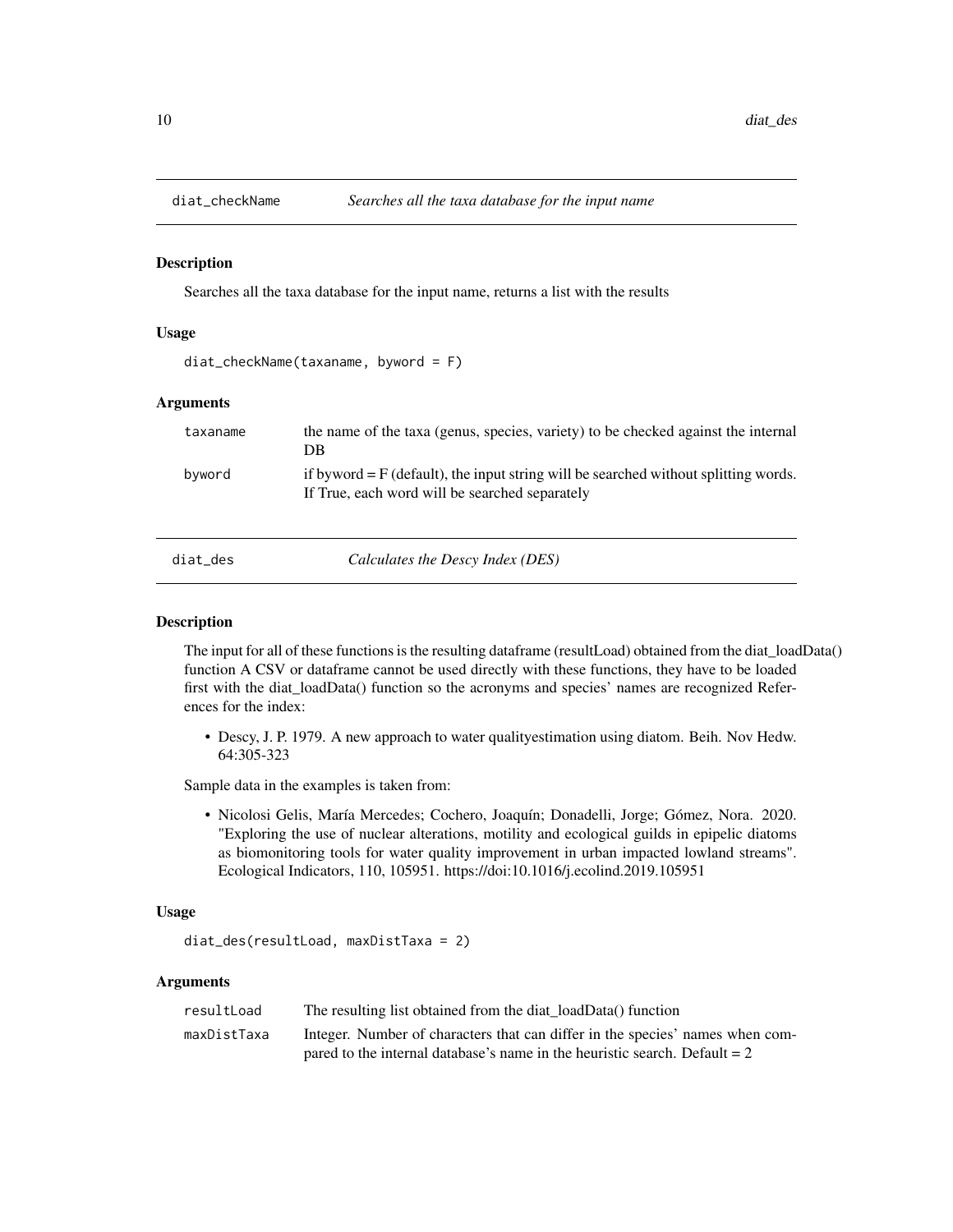## diat_checkName *Searches all the taxa database for the input name*

### Description

Searches all the taxa database for the input name, returns a list with the results

### Usage

```
diat_checkName(taxaname, byword = F)
```

### Arguments

| | |
|---|---|
| taxaname | the name of the taxa (genus, species, variety) to be checked against the internal DB |
| byword | if byword = F (default), the input string will be searched without splitting words. If True, each word will be searched separately |

## diat_des *Calculates the Descy Index (DES)*

### Description

The input for all of these functions is the resulting dataframe (resultLoad) obtained from the diat_loadData() function A CSV or dataframe cannot be used directly with these functions, they have to be loaded first with the diat_loadData() function so the acronyms and species' names are recognized References for the index:

- Descy, J. P. 1979. A new approach to water qualityestimation using diatom. Beih. Nov Hedw. 64:305-323

Sample data in the examples is taken from:

- Nicolosi Gelis, María Mercedes; Cochero, Joaquín; Donadelli, Jorge; Gómez, Nora. 2020. "Exploring the use of nuclear alterations, motility and ecological guilds in epipelic diatoms as biomonitoring tools for water quality improvement in urban impacted lowland streams". Ecological Indicators, 110, 105951. https://doi:10.1016/j.ecolind.2019.105951

### Usage

```
diat_des(resultLoad, maxDistTaxa = 2)
```

### Arguments

| | |
|---|---|
| resultLoad | The resulting list obtained from the diat_loadData() function |
| maxDistTaxa | Integer. Number of characters that can differ in the species' names when compared to the internal database's name in the heuristic search. Default = 2 |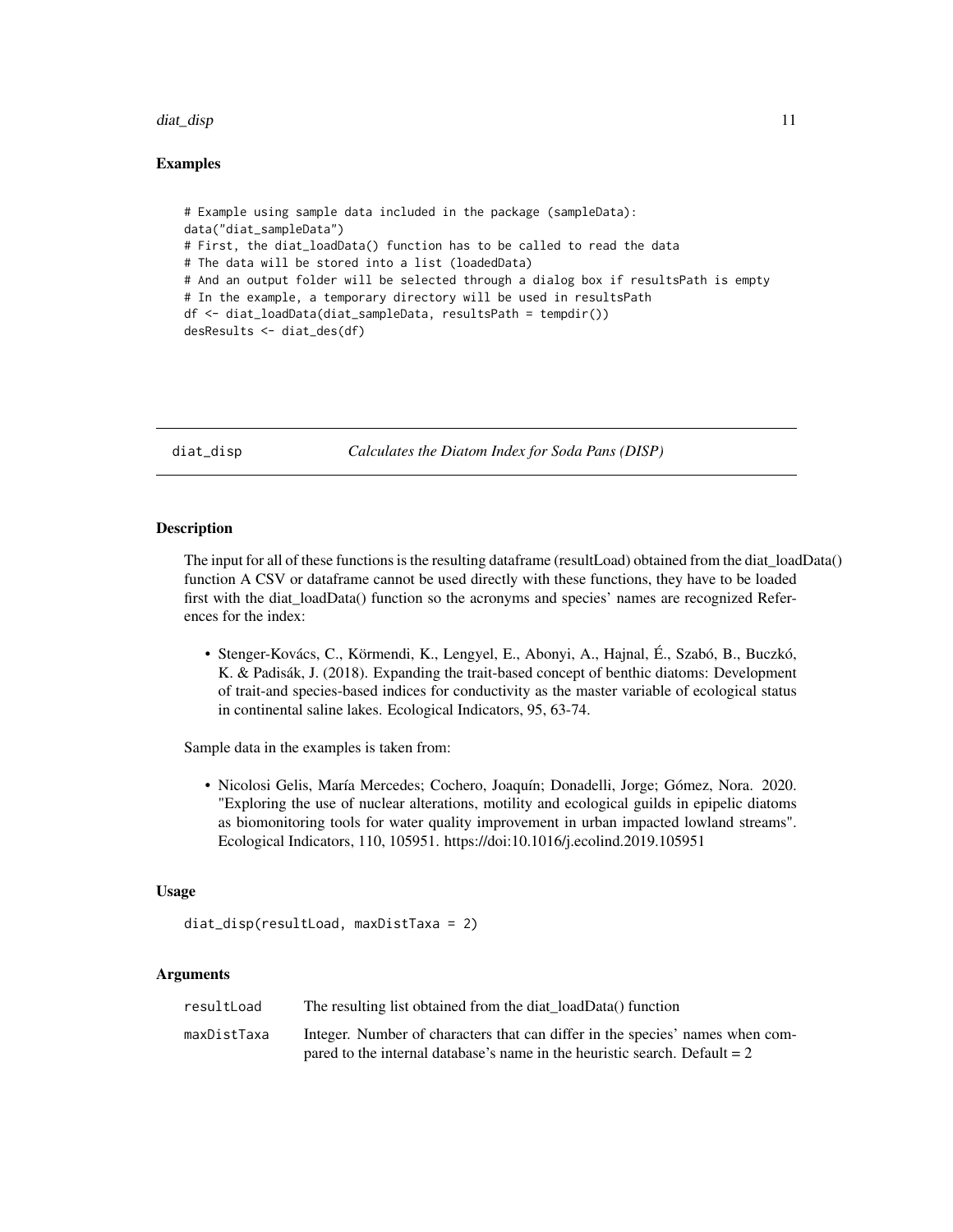## Examples

```
# Example using sample data included in the package (sampleData):
data("diat_sampleData")
# First, the diat_loadData() function has to be called to read the data
# The data will be stored into a list (loadedData)
# And an output folder will be selected through a dialog box if resultsPath is empty
# In the example, a temporary directory will be used in resultsPath
df <- diat_loadData(diat_sampleData, resultsPath = tempdir())
desResults <- diat_des(df)
```

---

## diat_disp — *Calculates the Diatom Index for Soda Pans (DISP)*

---

### Description

The input for all of these functions is the resulting dataframe (resultLoad) obtained from the diat_loadData() function A CSV or dataframe cannot be used directly with these functions, they have to be loaded first with the diat_loadData() function so the acronyms and species' names are recognized References for the index:

- Stenger-Kovács, C., Körmendi, K., Lengyel, E., Abonyi, A., Hajnal, É., Szabó, B., Buczkó, K. & Padisák, J. (2018). Expanding the trait-based concept of benthic diatoms: Development of trait-and species-based indices for conductivity as the master variable of ecological status in continental saline lakes. Ecological Indicators, 95, 63-74.

Sample data in the examples is taken from:

- Nicolosi Gelis, María Mercedes; Cochero, Joaquín; Donadelli, Jorge; Gómez, Nora. 2020. "Exploring the use of nuclear alterations, motility and ecological guilds in epipelic diatoms as biomonitoring tools for water quality improvement in urban impacted lowland streams". Ecological Indicators, 110, 105951. https://doi:10.1016/j.ecolind.2019.105951

### Usage

```
diat_disp(resultLoad, maxDistTaxa = 2)
```

### Arguments

| | |
|---|---|
| resultLoad | The resulting list obtained from the diat_loadData() function |
| maxDistTaxa | Integer. Number of characters that can differ in the species' names when compared to the internal database's name in the heuristic search. Default = 2 |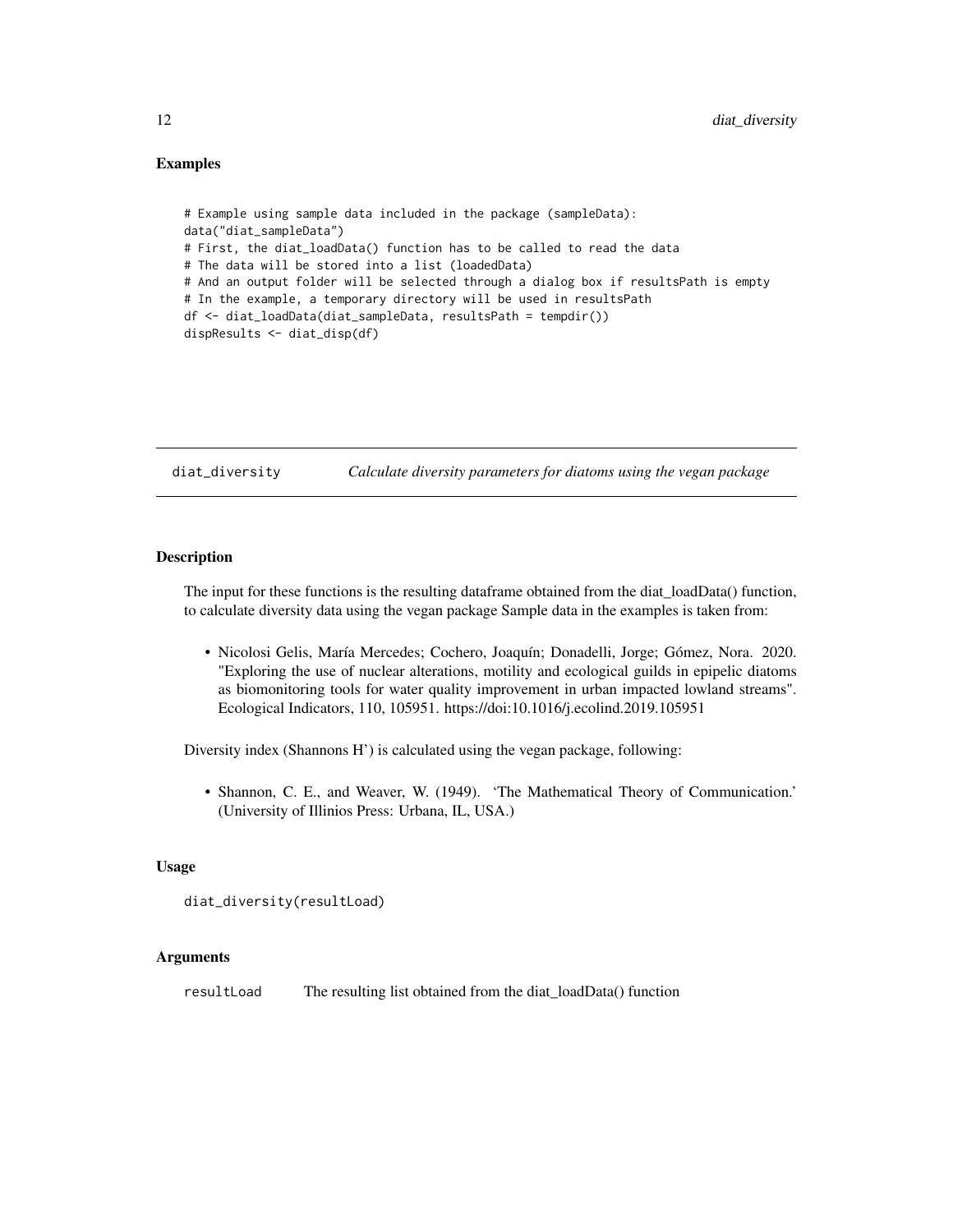### Examples

```
# Example using sample data included in the package (sampleData):
data("diat_sampleData")
# First, the diat_loadData() function has to be called to read the data
# The data will be stored into a list (loadedData)
# And an output folder will be selected through a dialog box if resultsPath is empty
# In the example, a temporary directory will be used in resultsPath
df <- diat_loadData(diat_sampleData, resultsPath = tempdir())
dispResults <- diat_disp(df)
```

---

## diat_diversity — *Calculate diversity parameters for diatoms using the vegan package*

### Description

The input for these functions is the resulting dataframe obtained from the diat_loadData() function, to calculate diversity data using the vegan package Sample data in the examples is taken from:

- Nicolosi Gelis, María Mercedes; Cochero, Joaquín; Donadelli, Jorge; Gómez, Nora. 2020. "Exploring the use of nuclear alterations, motility and ecological guilds in epipelic diatoms as biomonitoring tools for water quality improvement in urban impacted lowland streams". Ecological Indicators, 110, 105951. https://doi:10.1016/j.ecolind.2019.105951

Diversity index (Shannons H') is calculated using the vegan package, following:

- Shannon, C. E., and Weaver, W. (1949). 'The Mathematical Theory of Communication.' (University of Illinios Press: Urbana, IL, USA.)

### Usage

```
diat_diversity(resultLoad)
```

### Arguments

| | |
|---|---|
| resultLoad | The resulting list obtained from the diat_loadData() function |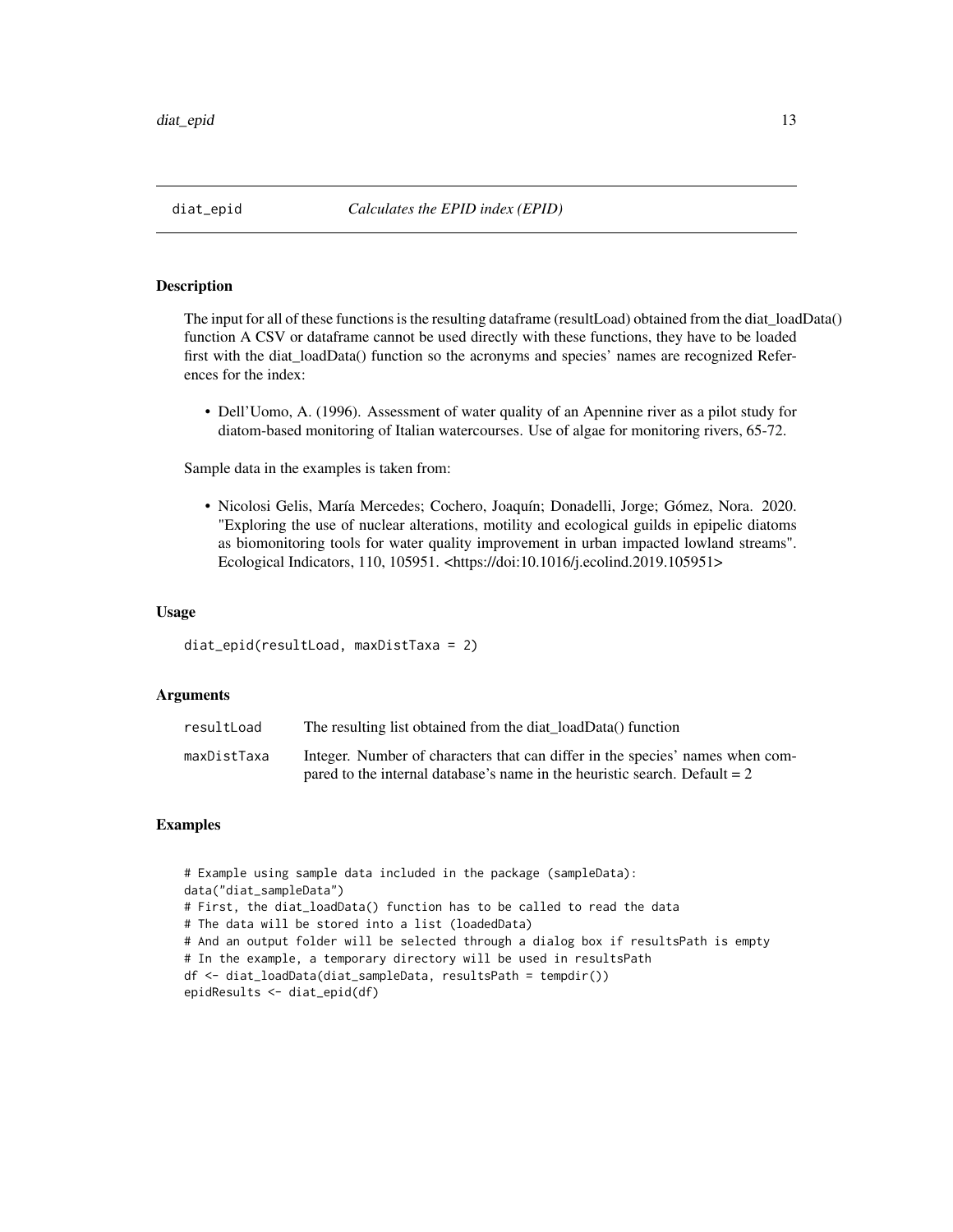# diat_epid — *Calculates the EPID index (EPID)*

## Description

The input for all of these functions is the resulting dataframe (resultLoad) obtained from the diat_loadData() function A CSV or dataframe cannot be used directly with these functions, they have to be loaded first with the diat_loadData() function so the acronyms and species' names are recognized References for the index:

- Dell'Uomo, A. (1996). Assessment of water quality of an Apennine river as a pilot study for diatom-based monitoring of Italian watercourses. Use of algae for monitoring rivers, 65-72.

Sample data in the examples is taken from:

- Nicolosi Gelis, María Mercedes; Cochero, Joaquín; Donadelli, Jorge; Gómez, Nora. 2020. "Exploring the use of nuclear alterations, motility and ecological guilds in epipelic diatoms as biomonitoring tools for water quality improvement in urban impacted lowland streams". Ecological Indicators, 110, 105951. <https://doi:10.1016/j.ecolind.2019.105951>

## Usage

```
diat_epid(resultLoad, maxDistTaxa = 2)
```

## Arguments

| | |
|---|---|
| resultLoad | The resulting list obtained from the diat_loadData() function |
| maxDistTaxa | Integer. Number of characters that can differ in the species' names when compared to the internal database's name in the heuristic search. Default = 2 |

## Examples

```
# Example using sample data included in the package (sampleData):
data("diat_sampleData")
# First, the diat_loadData() function has to be called to read the data
# The data will be stored into a list (loadedData)
# And an output folder will be selected through a dialog box if resultsPath is empty
# In the example, a temporary directory will be used in resultsPath
df <- diat_loadData(diat_sampleData, resultsPath = tempdir())
epidResults <- diat_epid(df)
```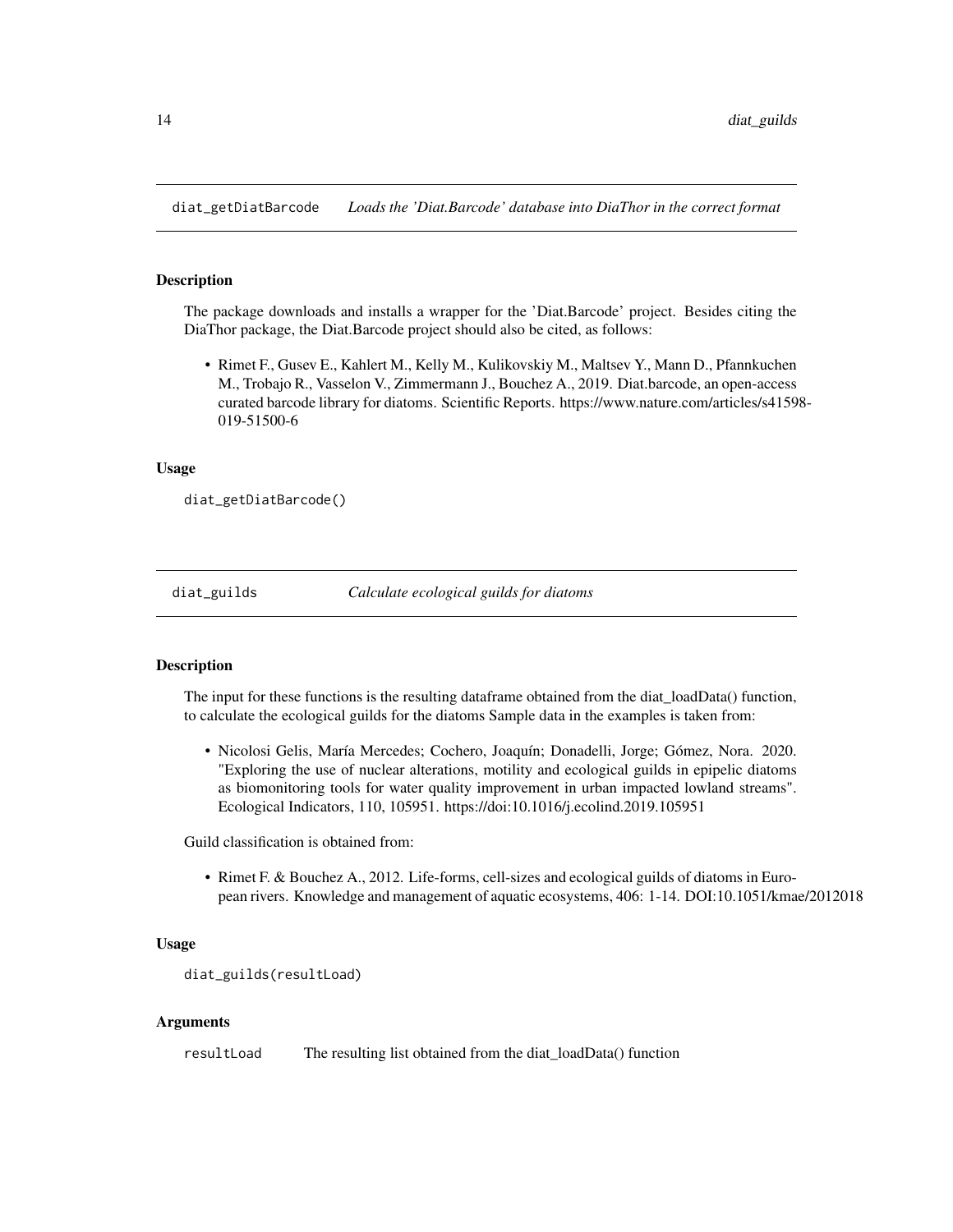## diat_getDiatBarcode *Loads the 'Diat.Barcode' database into DiaThor in the correct format*

### Description

The package downloads and installs a wrapper for the 'Diat.Barcode' project. Besides citing the DiaThor package, the Diat.Barcode project should also be cited, as follows:

- Rimet F., Gusev E., Kahlert M., Kelly M., Kulikovskiy M., Maltsev Y., Mann D., Pfannkuchen M., Trobajo R., Vasselon V., Zimmermann J., Bouchez A., 2019. Diat.barcode, an open-access curated barcode library for diatoms. Scientific Reports. https://www.nature.com/articles/s41598-019-51500-6

### Usage

```
diat_getDiatBarcode()
```

## diat_guilds *Calculate ecological guilds for diatoms*

### Description

The input for these functions is the resulting dataframe obtained from the diat_loadData() function, to calculate the ecological guilds for the diatoms Sample data in the examples is taken from:

- Nicolosi Gelis, María Mercedes; Cochero, Joaquín; Donadelli, Jorge; Gómez, Nora. 2020. "Exploring the use of nuclear alterations, motility and ecological guilds in epipelic diatoms as biomonitoring tools for water quality improvement in urban impacted lowland streams". Ecological Indicators, 110, 105951. https://doi:10.1016/j.ecolind.2019.105951

Guild classification is obtained from:

- Rimet F. & Bouchez A., 2012. Life-forms, cell-sizes and ecological guilds of diatoms in European rivers. Knowledge and management of aquatic ecosystems, 406: 1-14. DOI:10.1051/kmae/2012018

### Usage

```
diat_guilds(resultLoad)
```

### Arguments

| | |
|---|---|
| resultLoad | The resulting list obtained from the diat_loadData() function |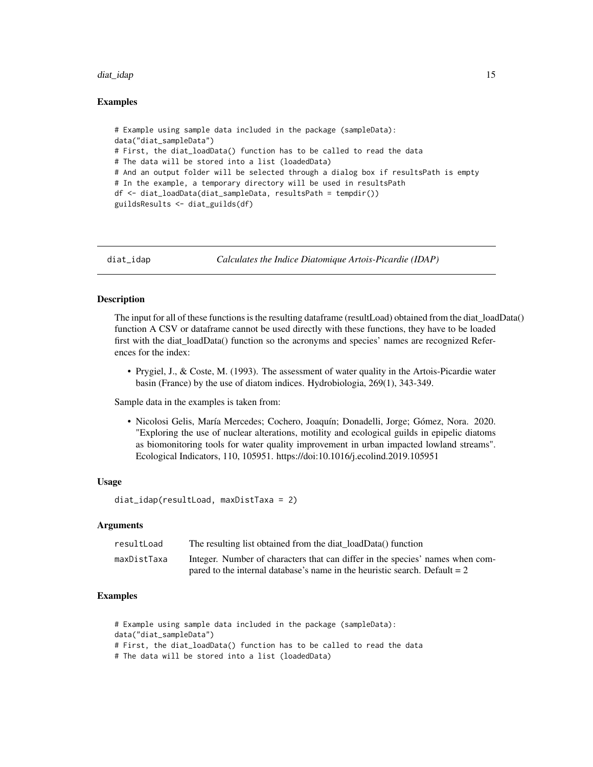### Examples

```
# Example using sample data included in the package (sampleData):
data("diat_sampleData")
# First, the diat_loadData() function has to be called to read the data
# The data will be stored into a list (loadedData)
# And an output folder will be selected through a dialog box if resultsPath is empty
# In the example, a temporary directory will be used in resultsPath
df <- diat_loadData(diat_sampleData, resultsPath = tempdir())
guildsResults <- diat_guilds(df)
```

---

## diat_idap — *Calculates the Indice Diatomique Artois-Picardie (IDAP)*

---

### Description

The input for all of these functions is the resulting dataframe (resultLoad) obtained from the diat_loadData() function A CSV or dataframe cannot be used directly with these functions, they have to be loaded first with the diat_loadData() function so the acronyms and species' names are recognized References for the index:

- Prygiel, J., & Coste, M. (1993). The assessment of water quality in the Artois-Picardie water basin (France) by the use of diatom indices. Hydrobiologia, 269(1), 343-349.

Sample data in the examples is taken from:

- Nicolosi Gelis, María Mercedes; Cochero, Joaquín; Donadelli, Jorge; Gómez, Nora. 2020. "Exploring the use of nuclear alterations, motility and ecological guilds in epipelic diatoms as biomonitoring tools for water quality improvement in urban impacted lowland streams". Ecological Indicators, 110, 105951. https://doi:10.1016/j.ecolind.2019.105951

### Usage

```
diat_idap(resultLoad, maxDistTaxa = 2)
```

### Arguments

| | |
|---|---|
| resultLoad | The resulting list obtained from the diat_loadData() function |
| maxDistTaxa | Integer. Number of characters that can differ in the species' names when compared to the internal database's name in the heuristic search. Default = 2 |

### Examples

```
# Example using sample data included in the package (sampleData):
data("diat_sampleData")
# First, the diat_loadData() function has to be called to read the data
# The data will be stored into a list (loadedData)
```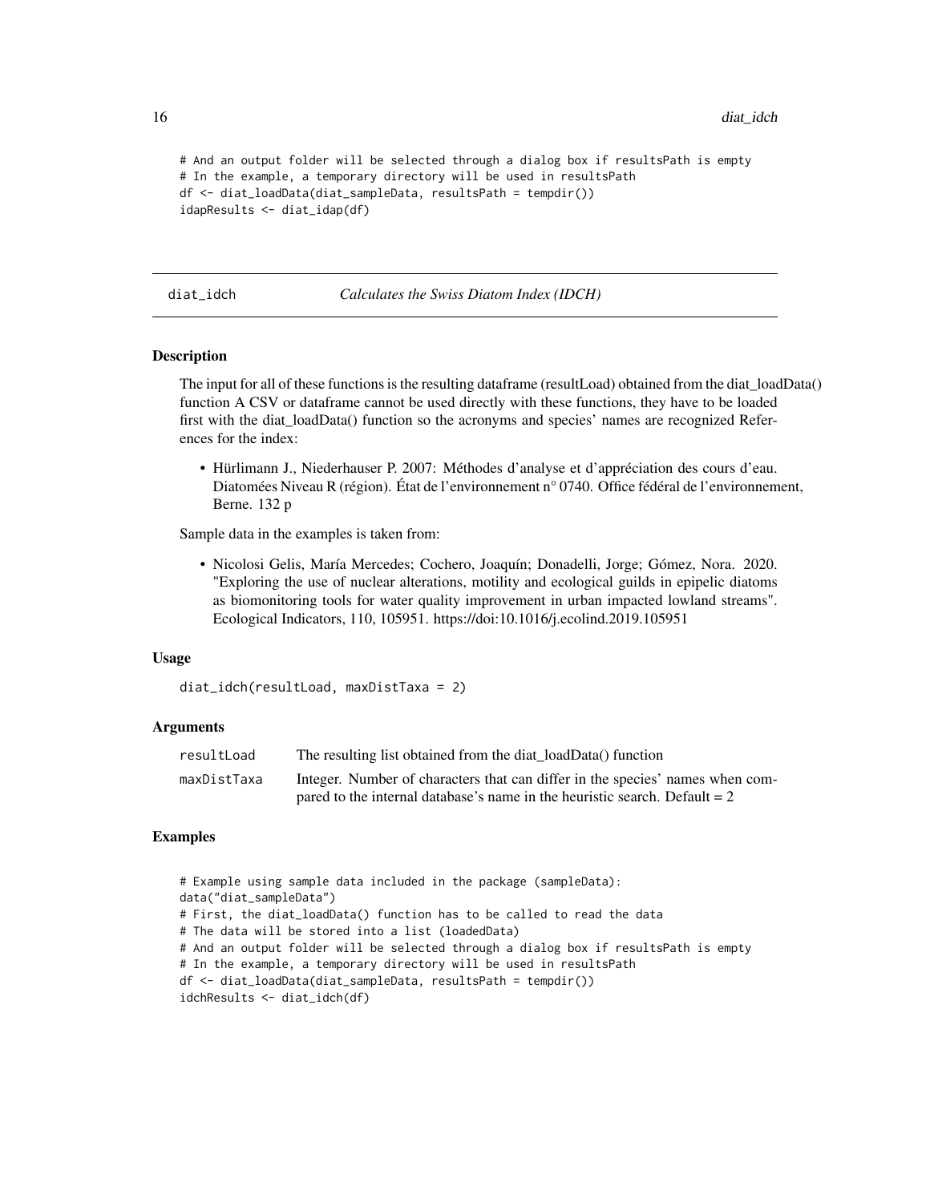```
# And an output folder will be selected through a dialog box if resultsPath is empty
# In the example, a temporary directory will be used in resultsPath
df <- diat_loadData(diat_sampleData, resultsPath = tempdir())
idapResults <- diat_idap(df)
```

---

## diat_idch *Calculates the Swiss Diatom Index (IDCH)*

---

### Description

The input for all of these functions is the resulting dataframe (resultLoad) obtained from the diat_loadData() function A CSV or dataframe cannot be used directly with these functions, they have to be loaded first with the diat_loadData() function so the acronyms and species' names are recognized References for the index:

- Hürlimann J., Niederhauser P. 2007: Méthodes d'analyse et d'appréciation des cours d'eau. Diatomées Niveau R (région). État de l'environnement n° 0740. Office fédéral de l'environnement, Berne. 132 p

Sample data in the examples is taken from:

- Nicolosi Gelis, María Mercedes; Cochero, Joaquín; Donadelli, Jorge; Gómez, Nora. 2020. "Exploring the use of nuclear alterations, motility and ecological guilds in epipelic diatoms as biomonitoring tools for water quality improvement in urban impacted lowland streams". Ecological Indicators, 110, 105951. https://doi:10.1016/j.ecolind.2019.105951

### Usage

```
diat_idch(resultLoad, maxDistTaxa = 2)
```

### Arguments

| | |
|---|---|
| resultLoad | The resulting list obtained from the diat_loadData() function |
| maxDistTaxa | Integer. Number of characters that can differ in the species' names when compared to the internal database's name in the heuristic search. Default = 2 |

### Examples

```
# Example using sample data included in the package (sampleData):
data("diat_sampleData")
# First, the diat_loadData() function has to be called to read the data
# The data will be stored into a list (loadedData)
# And an output folder will be selected through a dialog box if resultsPath is empty
# In the example, a temporary directory will be used in resultsPath
df <- diat_loadData(diat_sampleData, resultsPath = tempdir())
idchResults <- diat_idch(df)
```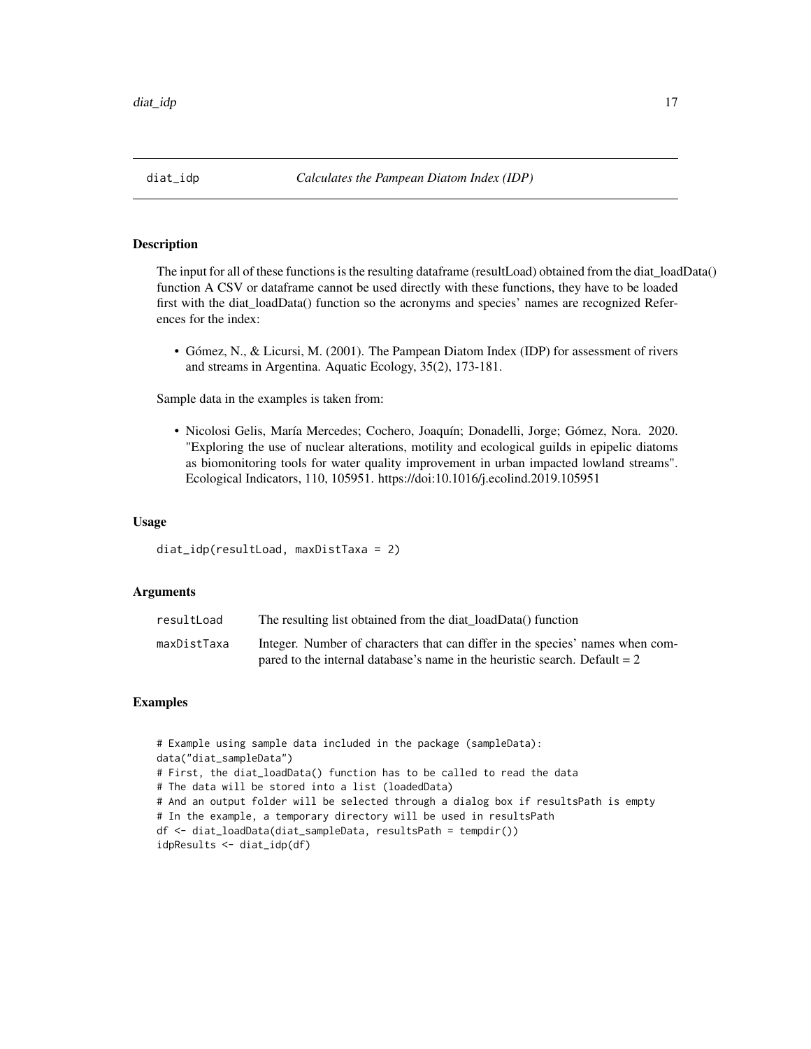diat_idp — *Calculates the Pampean Diatom Index (IDP)*

## Description

The input for all of these functions is the resulting dataframe (resultLoad) obtained from the diat_loadData() function A CSV or dataframe cannot be used directly with these functions, they have to be loaded first with the diat_loadData() function so the acronyms and species' names are recognized References for the index:

- Gómez, N., & Licursi, M. (2001). The Pampean Diatom Index (IDP) for assessment of rivers and streams in Argentina. Aquatic Ecology, 35(2), 173-181.

Sample data in the examples is taken from:

- Nicolosi Gelis, María Mercedes; Cochero, Joaquín; Donadelli, Jorge; Gómez, Nora. 2020. "Exploring the use of nuclear alterations, motility and ecological guilds in epipelic diatoms as biomonitoring tools for water quality improvement in urban impacted lowland streams". Ecological Indicators, 110, 105951. https://doi:10.1016/j.ecolind.2019.105951

## Usage

```
diat_idp(resultLoad, maxDistTaxa = 2)
```

## Arguments

| | |
|---|---|
| resultLoad | The resulting list obtained from the diat_loadData() function |
| maxDistTaxa | Integer. Number of characters that can differ in the species' names when compared to the internal database's name in the heuristic search. Default = 2 |

## Examples

```
# Example using sample data included in the package (sampleData):
data("diat_sampleData")
# First, the diat_loadData() function has to be called to read the data
# The data will be stored into a list (loadedData)
# And an output folder will be selected through a dialog box if resultsPath is empty
# In the example, a temporary directory will be used in resultsPath
df <- diat_loadData(diat_sampleData, resultsPath = tempdir())
idpResults <- diat_idp(df)
```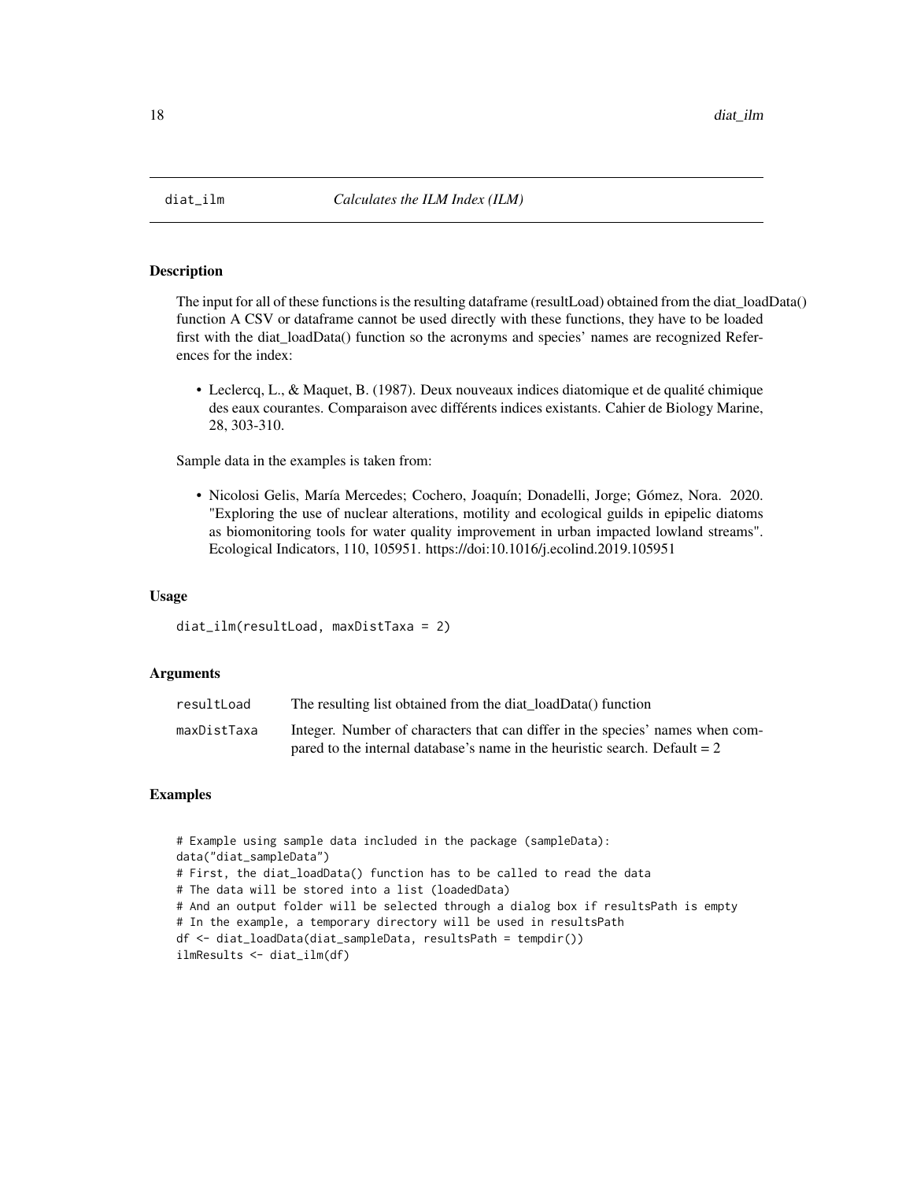# diat_ilm — *Calculates the ILM Index (ILM)*

## Description

The input for all of these functions is the resulting dataframe (resultLoad) obtained from the diat_loadData() function A CSV or dataframe cannot be used directly with these functions, they have to be loaded first with the diat_loadData() function so the acronyms and species' names are recognized References for the index:

- Leclercq, L., & Maquet, B. (1987). Deux nouveaux indices diatomique et de qualité chimique des eaux courantes. Comparaison avec différents indices existants. Cahier de Biology Marine, 28, 303-310.

Sample data in the examples is taken from:

- Nicolosi Gelis, María Mercedes; Cochero, Joaquín; Donadelli, Jorge; Gómez, Nora. 2020. "Exploring the use of nuclear alterations, motility and ecological guilds in epipelic diatoms as biomonitoring tools for water quality improvement in urban impacted lowland streams". Ecological Indicators, 110, 105951. https://doi:10.1016/j.ecolind.2019.105951

## Usage

```
diat_ilm(resultLoad, maxDistTaxa = 2)
```

## Arguments

| | |
|---|---|
| resultLoad | The resulting list obtained from the diat_loadData() function |
| maxDistTaxa | Integer. Number of characters that can differ in the species' names when compared to the internal database's name in the heuristic search. Default = 2 |

## Examples

```
# Example using sample data included in the package (sampleData):
data("diat_sampleData")
# First, the diat_loadData() function has to be called to read the data
# The data will be stored into a list (loadedData)
# And an output folder will be selected through a dialog box if resultsPath is empty
# In the example, a temporary directory will be used in resultsPath
df <- diat_loadData(diat_sampleData, resultsPath = tempdir())
ilmResults <- diat_ilm(df)
```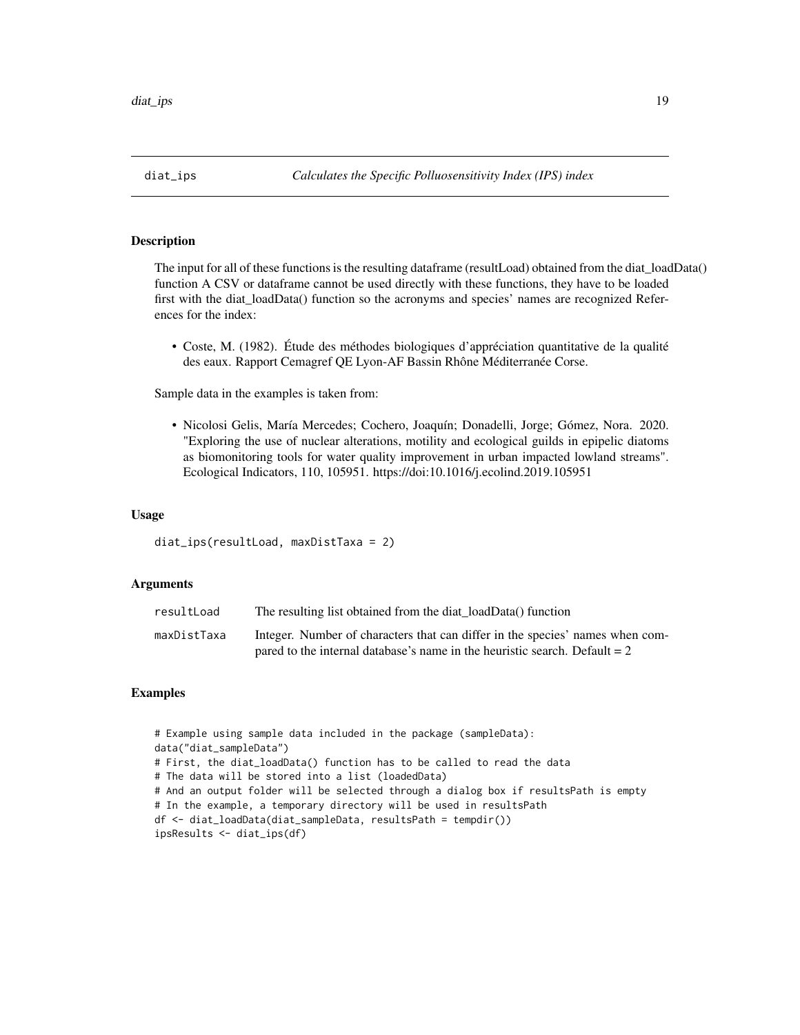## diat_ips *Calculates the Specific Polluosensitivity Index (IPS) index*

### Description

The input for all of these functions is the resulting dataframe (resultLoad) obtained from the diat_loadData() function A CSV or dataframe cannot be used directly with these functions, they have to be loaded first with the diat_loadData() function so the acronyms and species' names are recognized References for the index:

- Coste, M. (1982). Étude des méthodes biologiques d'appréciation quantitative de la qualité des eaux. Rapport Cemagref QE Lyon-AF Bassin Rhône Méditerranée Corse.

Sample data in the examples is taken from:

- Nicolosi Gelis, María Mercedes; Cochero, Joaquín; Donadelli, Jorge; Gómez, Nora. 2020. "Exploring the use of nuclear alterations, motility and ecological guilds in epipelic diatoms as biomonitoring tools for water quality improvement in urban impacted lowland streams". Ecological Indicators, 110, 105951. https://doi:10.1016/j.ecolind.2019.105951

### Usage

```
diat_ips(resultLoad, maxDistTaxa = 2)
```

### Arguments

| | |
|---|---|
| resultLoad | The resulting list obtained from the diat_loadData() function |
| maxDistTaxa | Integer. Number of characters that can differ in the species' names when compared to the internal database's name in the heuristic search. Default = 2 |

### Examples

```
# Example using sample data included in the package (sampleData):
data("diat_sampleData")
# First, the diat_loadData() function has to be called to read the data
# The data will be stored into a list (loadedData)
# And an output folder will be selected through a dialog box if resultsPath is empty
# In the example, a temporary directory will be used in resultsPath
df <- diat_loadData(diat_sampleData, resultsPath = tempdir())
ipsResults <- diat_ips(df)
```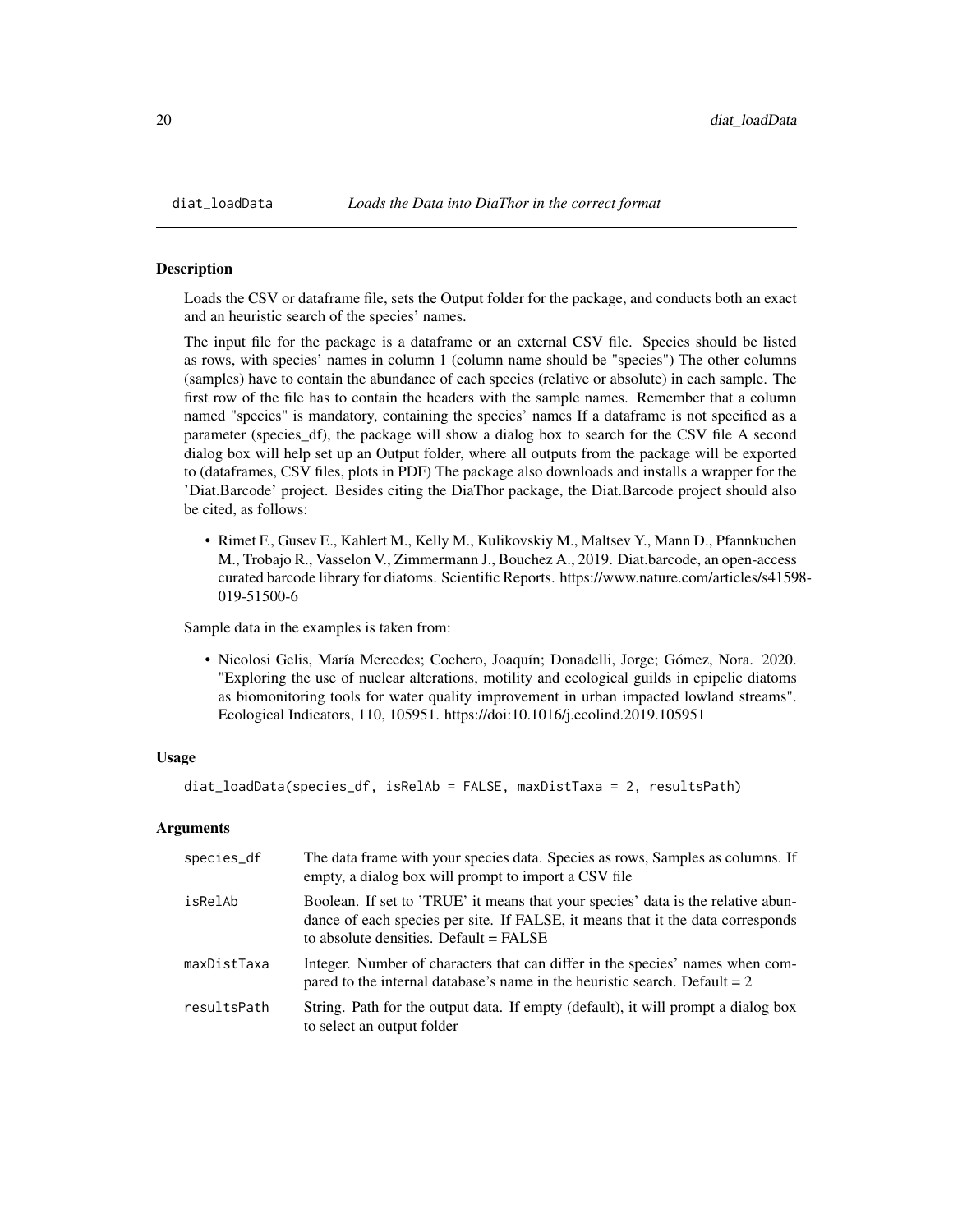## diat_loadData — *Loads the Data into DiaThor in the correct format*

### Description

Loads the CSV or dataframe file, sets the Output folder for the package, and conducts both an exact and an heuristic search of the species' names.

The input file for the package is a dataframe or an external CSV file. Species should be listed as rows, with species' names in column 1 (column name should be "species") The other columns (samples) have to contain the abundance of each species (relative or absolute) in each sample. The first row of the file has to contain the headers with the sample names. Remember that a column named "species" is mandatory, containing the species' names If a dataframe is not specified as a parameter (species_df), the package will show a dialog box to search for the CSV file A second dialog box will help set up an Output folder, where all outputs from the package will be exported to (dataframes, CSV files, plots in PDF) The package also downloads and installs a wrapper for the 'Diat.Barcode' project. Besides citing the DiaThor package, the Diat.Barcode project should also be cited, as follows:

- Rimet F., Gusev E., Kahlert M., Kelly M., Kulikovskiy M., Maltsev Y., Mann D., Pfannkuchen M., Trobajo R., Vasselon V., Zimmermann J., Bouchez A., 2019. Diat.barcode, an open-access curated barcode library for diatoms. Scientific Reports. https://www.nature.com/articles/s41598-019-51500-6

Sample data in the examples is taken from:

- Nicolosi Gelis, María Mercedes; Cochero, Joaquín; Donadelli, Jorge; Gómez, Nora. 2020. "Exploring the use of nuclear alterations, motility and ecological guilds in epipelic diatoms as biomonitoring tools for water quality improvement in urban impacted lowland streams". Ecological Indicators, 110, 105951. https://doi:10.1016/j.ecolind.2019.105951

### Usage

```
diat_loadData(species_df, isRelAb = FALSE, maxDistTaxa = 2, resultsPath)
```

### Arguments

| | |
|---|---|
| species_df | The data frame with your species data. Species as rows, Samples as columns. If empty, a dialog box will prompt to import a CSV file |
| isRelAb | Boolean. If set to 'TRUE' it means that your species' data is the relative abundance of each species per site. If FALSE, it means that it the data corresponds to absolute densities. Default = FALSE |
| maxDistTaxa | Integer. Number of characters that can differ in the species' names when compared to the internal database's name in the heuristic search. Default = 2 |
| resultsPath | String. Path for the output data. If empty (default), it will prompt a dialog box to select an output folder |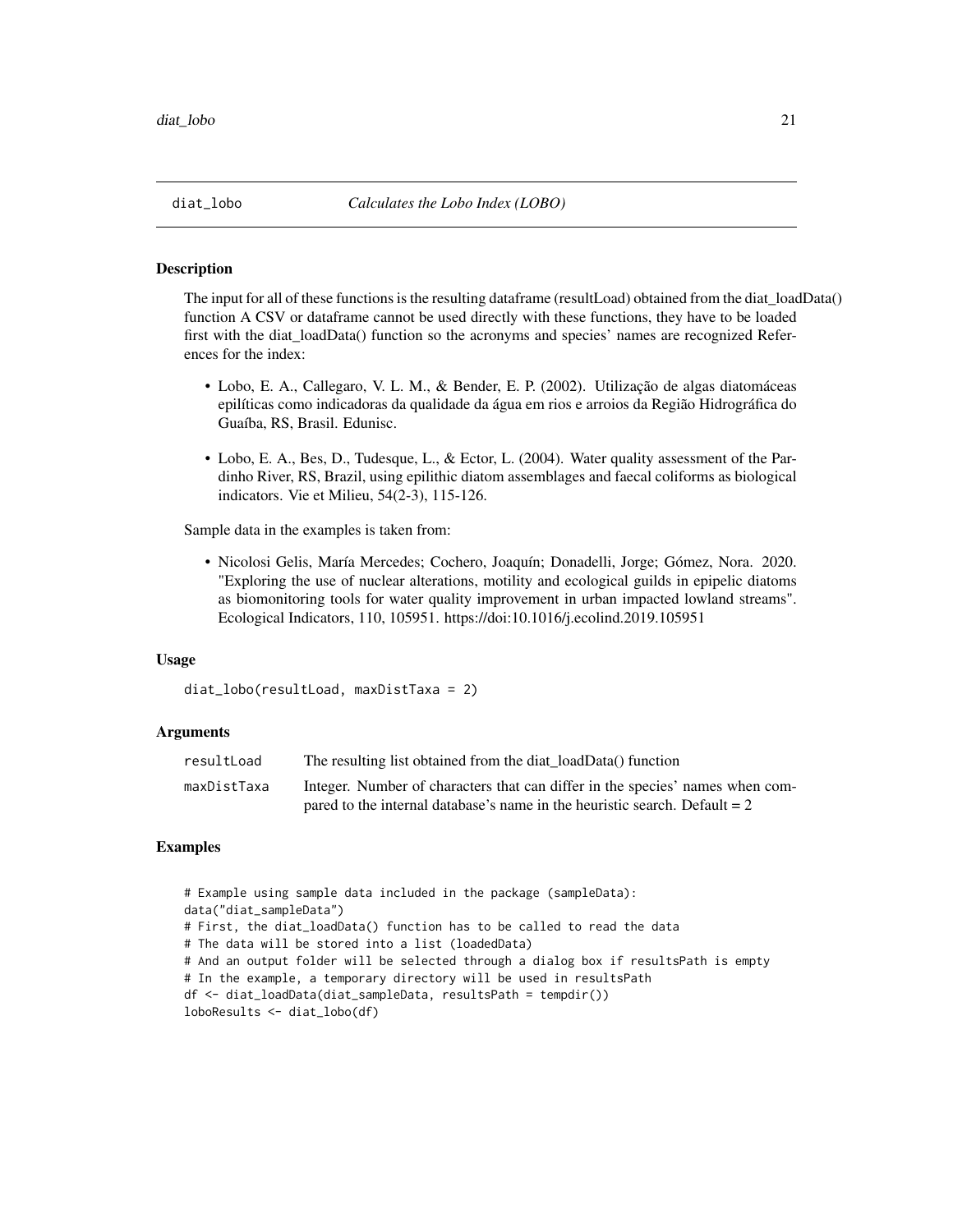# diat_lobo *Calculates the Lobo Index (LOBO)*

## Description

The input for all of these functions is the resulting dataframe (resultLoad) obtained from the diat_loadData() function A CSV or dataframe cannot be used directly with these functions, they have to be loaded first with the diat_loadData() function so the acronyms and species' names are recognized References for the index:

- Lobo, E. A., Callegaro, V. L. M., & Bender, E. P. (2002). Utilização de algas diatomáceas epilíticas como indicadoras da qualidade da água em rios e arroios da Região Hidrográfica do Guaíba, RS, Brasil. Edunisc.
- Lobo, E. A., Bes, D., Tudesque, L., & Ector, L. (2004). Water quality assessment of the Pardinho River, RS, Brazil, using epilithic diatom assemblages and faecal coliforms as biological indicators. Vie et Milieu, 54(2-3), 115-126.

Sample data in the examples is taken from:

- Nicolosi Gelis, María Mercedes; Cochero, Joaquín; Donadelli, Jorge; Gómez, Nora. 2020. "Exploring the use of nuclear alterations, motility and ecological guilds in epipelic diatoms as biomonitoring tools for water quality improvement in urban impacted lowland streams". Ecological Indicators, 110, 105951. https://doi:10.1016/j.ecolind.2019.105951

## Usage

```
diat_lobo(resultLoad, maxDistTaxa = 2)
```

## Arguments

| | |
|---|---|
| resultLoad | The resulting list obtained from the diat_loadData() function |
| maxDistTaxa | Integer. Number of characters that can differ in the species' names when compared to the internal database's name in the heuristic search. Default = 2 |

## Examples

```
# Example using sample data included in the package (sampleData):
data("diat_sampleData")
# First, the diat_loadData() function has to be called to read the data
# The data will be stored into a list (loadedData)
# And an output folder will be selected through a dialog box if resultsPath is empty
# In the example, a temporary directory will be used in resultsPath
df <- diat_loadData(diat_sampleData, resultsPath = tempdir())
loboResults <- diat_lobo(df)
```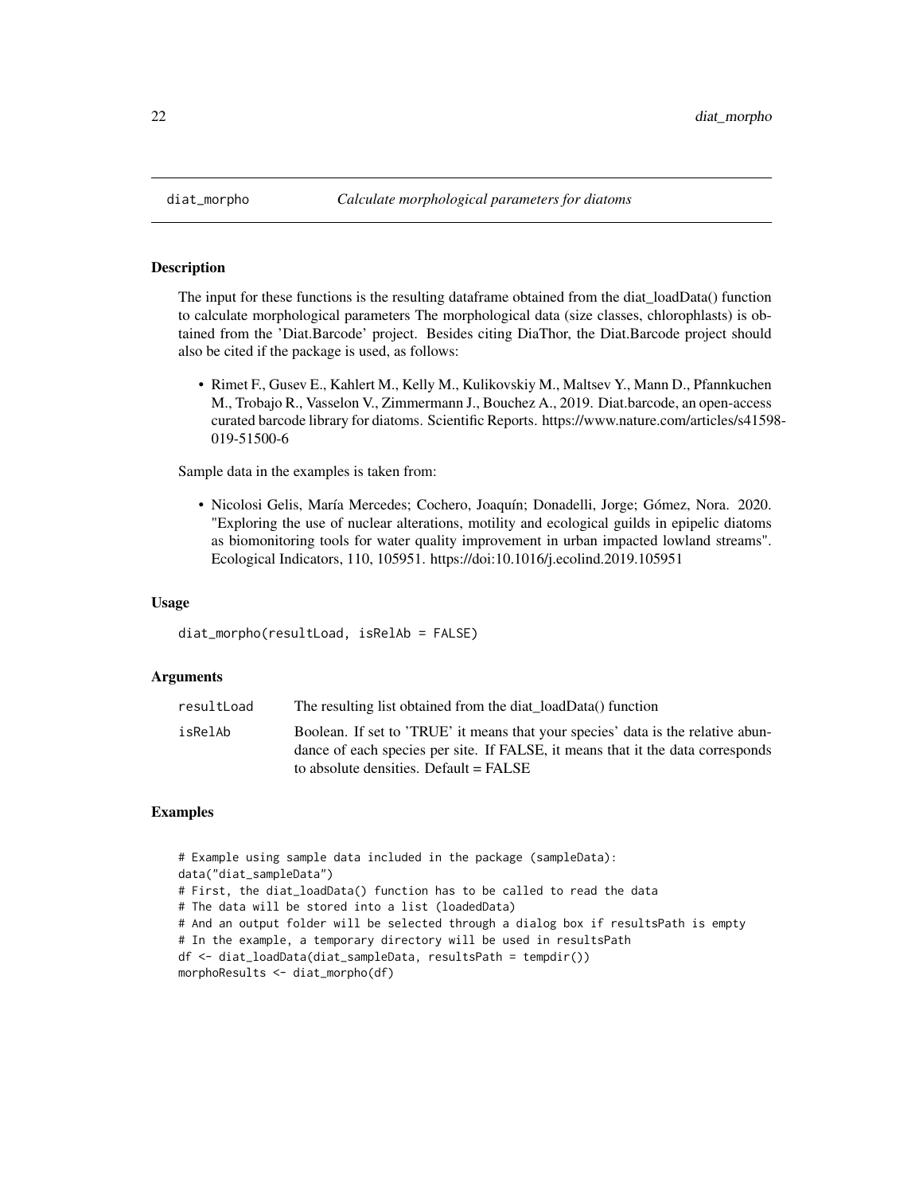# diat_morpho — *Calculate morphological parameters for diatoms*

## Description

The input for these functions is the resulting dataframe obtained from the diat_loadData() function to calculate morphological parameters The morphological data (size classes, chlorophlasts) is obtained from the 'Diat.Barcode' project. Besides citing DiaThor, the Diat.Barcode project should also be cited if the package is used, as follows:

- Rimet F., Gusev E., Kahlert M., Kelly M., Kulikovskiy M., Maltsev Y., Mann D., Pfannkuchen M., Trobajo R., Vasselon V., Zimmermann J., Bouchez A., 2019. Diat.barcode, an open-access curated barcode library for diatoms. Scientific Reports. https://www.nature.com/articles/s41598-019-51500-6

Sample data in the examples is taken from:

- Nicolosi Gelis, María Mercedes; Cochero, Joaquín; Donadelli, Jorge; Gómez, Nora. 2020. "Exploring the use of nuclear alterations, motility and ecological guilds in epipelic diatoms as biomonitoring tools for water quality improvement in urban impacted lowland streams". Ecological Indicators, 110, 105951. https://doi:10.1016/j.ecolind.2019.105951

## Usage

```
diat_morpho(resultLoad, isRelAb = FALSE)
```

## Arguments

| | |
|---|---|
| resultLoad | The resulting list obtained from the diat_loadData() function |
| isRelAb | Boolean. If set to 'TRUE' it means that your species' data is the relative abundance of each species per site. If FALSE, it means that it the data corresponds to absolute densities. Default = FALSE |

## Examples

```
# Example using sample data included in the package (sampleData):
data("diat_sampleData")
# First, the diat_loadData() function has to be called to read the data
# The data will be stored into a list (loadedData)
# And an output folder will be selected through a dialog box if resultsPath is empty
# In the example, a temporary directory will be used in resultsPath
df <- diat_loadData(diat_sampleData, resultsPath = tempdir())
morphoResults <- diat_morpho(df)
```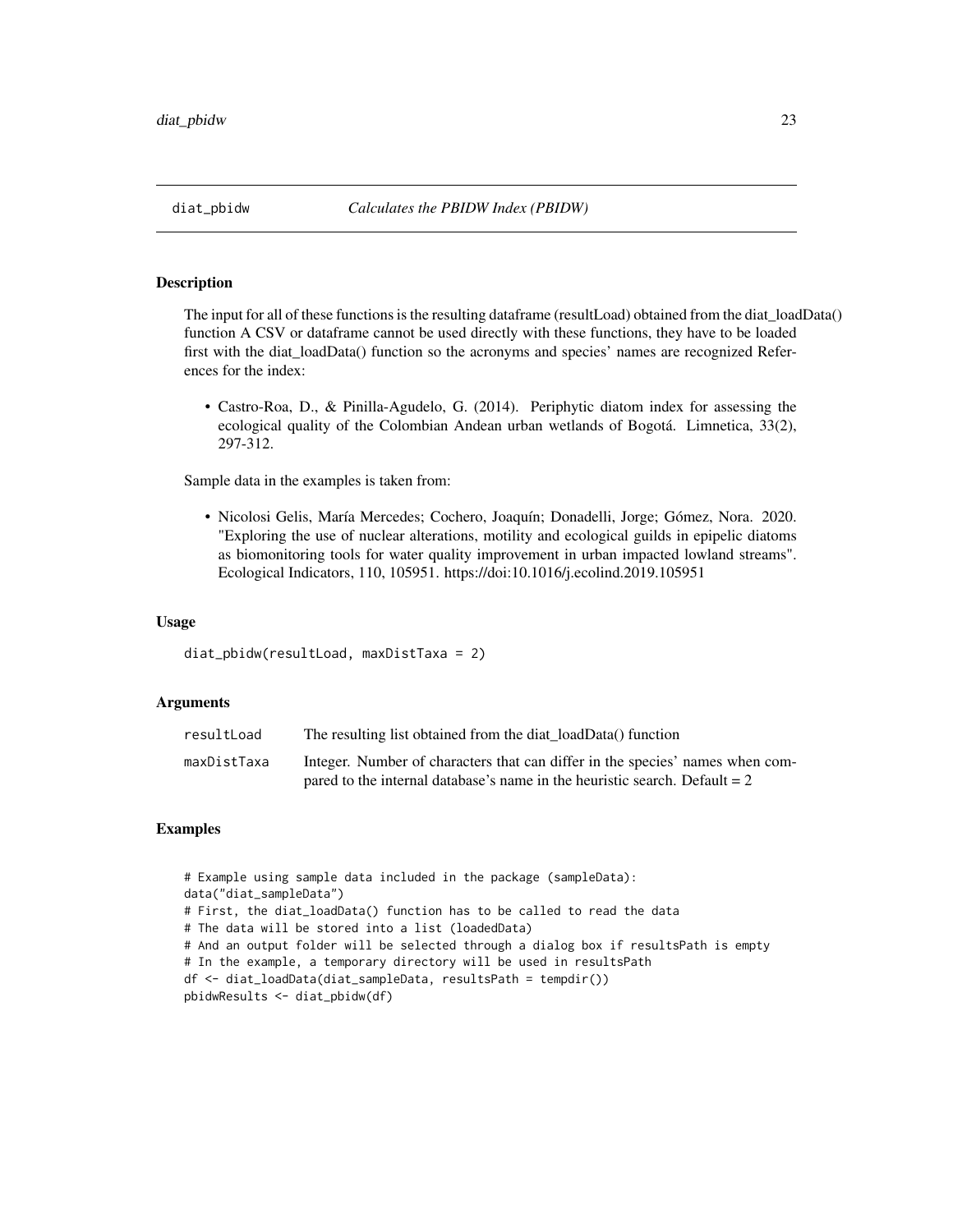# diat_pbidw — *Calculates the PBIDW Index (PBIDW)*

## Description

The input for all of these functions is the resulting dataframe (resultLoad) obtained from the diat_loadData() function A CSV or dataframe cannot be used directly with these functions, they have to be loaded first with the diat_loadData() function so the acronyms and species' names are recognized References for the index:

- Castro-Roa, D., & Pinilla-Agudelo, G. (2014). Periphytic diatom index for assessing the ecological quality of the Colombian Andean urban wetlands of Bogotá. Limnetica, 33(2), 297-312.

Sample data in the examples is taken from:

- Nicolosi Gelis, María Mercedes; Cochero, Joaquín; Donadelli, Jorge; Gómez, Nora. 2020. "Exploring the use of nuclear alterations, motility and ecological guilds in epipelic diatoms as biomonitoring tools for water quality improvement in urban impacted lowland streams". Ecological Indicators, 110, 105951. https://doi:10.1016/j.ecolind.2019.105951

## Usage

```
diat_pbidw(resultLoad, maxDistTaxa = 2)
```

## Arguments

| | |
|---|---|
| resultLoad | The resulting list obtained from the diat_loadData() function |
| maxDistTaxa | Integer. Number of characters that can differ in the species' names when compared to the internal database's name in the heuristic search. Default = 2 |

## Examples

```
# Example using sample data included in the package (sampleData):
data("diat_sampleData")
# First, the diat_loadData() function has to be called to read the data
# The data will be stored into a list (loadedData)
# And an output folder will be selected through a dialog box if resultsPath is empty
# In the example, a temporary directory will be used in resultsPath
df <- diat_loadData(diat_sampleData, resultsPath = tempdir())
pbidwResults <- diat_pbidw(df)
```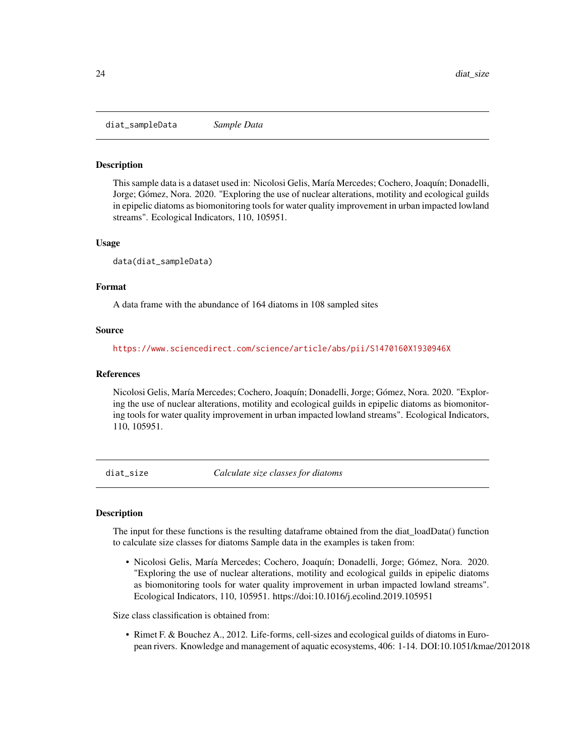## diat_sampleData *Sample Data*

### Description

This sample data is a dataset used in: Nicolosi Gelis, María Mercedes; Cochero, Joaquín; Donadelli, Jorge; Gómez, Nora. 2020. "Exploring the use of nuclear alterations, motility and ecological guilds in epipelic diatoms as biomonitoring tools for water quality improvement in urban impacted lowland streams". Ecological Indicators, 110, 105951.

### Usage

```
data(diat_sampleData)
```

### Format

A data frame with the abundance of 164 diatoms in 108 sampled sites

### Source

https://www.sciencedirect.com/science/article/abs/pii/S1470160X1930946X

### References

Nicolosi Gelis, María Mercedes; Cochero, Joaquín; Donadelli, Jorge; Gómez, Nora. 2020. "Exploring the use of nuclear alterations, motility and ecological guilds in epipelic diatoms as biomonitoring tools for water quality improvement in urban impacted lowland streams". Ecological Indicators, 110, 105951.

## diat_size *Calculate size classes for diatoms*

### Description

The input for these functions is the resulting dataframe obtained from the diat_loadData() function to calculate size classes for diatoms Sample data in the examples is taken from:

- Nicolosi Gelis, María Mercedes; Cochero, Joaquín; Donadelli, Jorge; Gómez, Nora. 2020. "Exploring the use of nuclear alterations, motility and ecological guilds in epipelic diatoms as biomonitoring tools for water quality improvement in urban impacted lowland streams". Ecological Indicators, 110, 105951. https://doi:10.1016/j.ecolind.2019.105951

Size class classification is obtained from:

- Rimet F. & Bouchez A., 2012. Life-forms, cell-sizes and ecological guilds of diatoms in European rivers. Knowledge and management of aquatic ecosystems, 406: 1-14. DOI:10.1051/kmae/2012018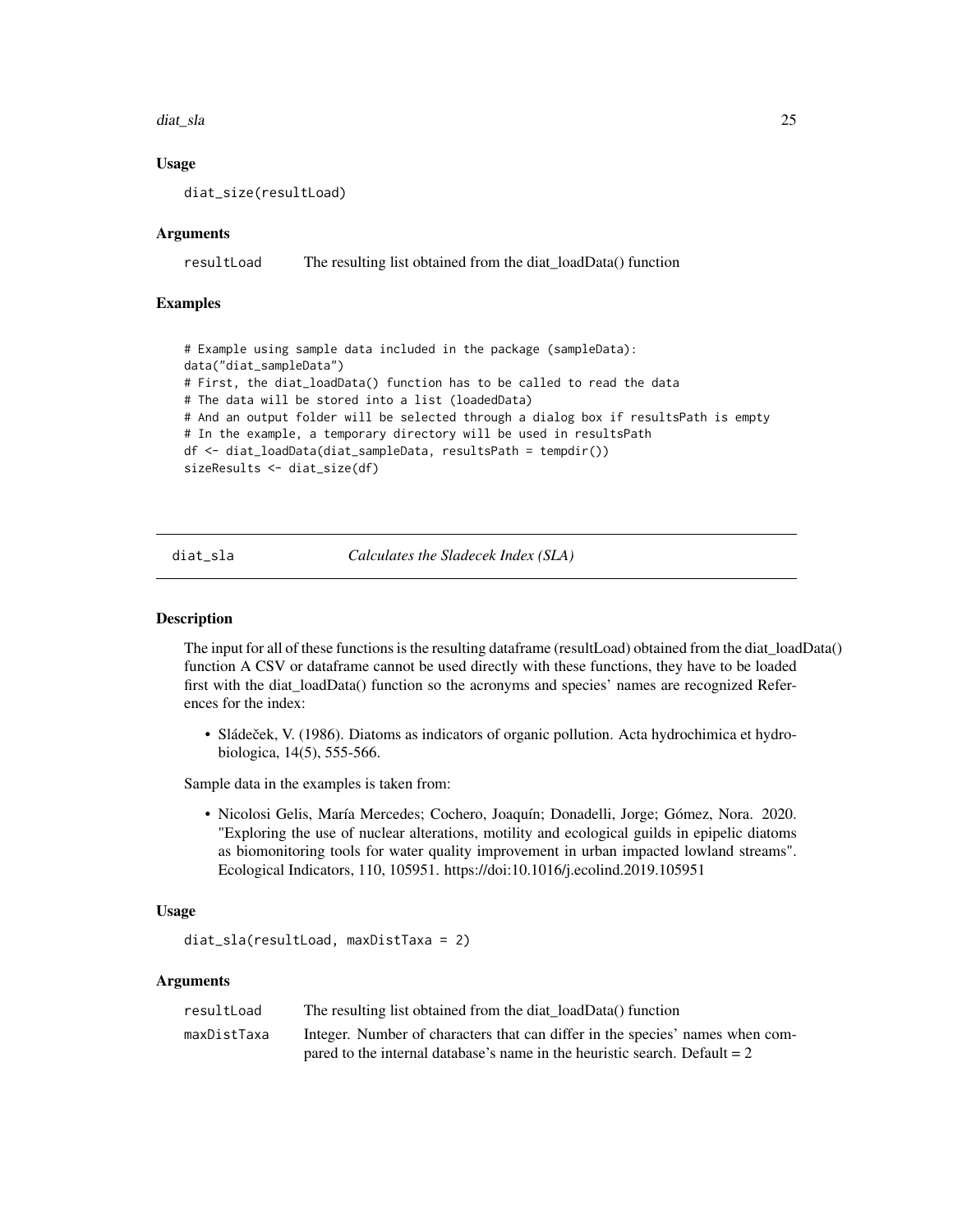### Usage

```
diat_size(resultLoad)
```

### Arguments

| | |
|---|---|
| resultLoad | The resulting list obtained from the diat_loadData() function |

### Examples

```
# Example using sample data included in the package (sampleData):
data("diat_sampleData")
# First, the diat_loadData() function has to be called to read the data
# The data will be stored into a list (loadedData)
# And an output folder will be selected through a dialog box if resultsPath is empty
# In the example, a temporary directory will be used in resultsPath
df <- diat_loadData(diat_sampleData, resultsPath = tempdir())
sizeResults <- diat_size(df)
```

---

## diat_sla *Calculates the Sladecek Index (SLA)*

### Description

The input for all of these functions is the resulting dataframe (resultLoad) obtained from the diat_loadData() function A CSV or dataframe cannot be used directly with these functions, they have to be loaded first with the diat_loadData() function so the acronyms and species' names are recognized References for the index:

- Sládeček, V. (1986). Diatoms as indicators of organic pollution. Acta hydrochimica et hydrobiologica, 14(5), 555-566.

Sample data in the examples is taken from:

- Nicolosi Gelis, María Mercedes; Cochero, Joaquín; Donadelli, Jorge; Gómez, Nora. 2020. "Exploring the use of nuclear alterations, motility and ecological guilds in epipelic diatoms as biomonitoring tools for water quality improvement in urban impacted lowland streams". Ecological Indicators, 110, 105951. https://doi:10.1016/j.ecolind.2019.105951

### Usage

```
diat_sla(resultLoad, maxDistTaxa = 2)
```

### Arguments

| | |
|---|---|
| resultLoad | The resulting list obtained from the diat_loadData() function |
| maxDistTaxa | Integer. Number of characters that can differ in the species' names when compared to the internal database's name in the heuristic search. Default = 2 |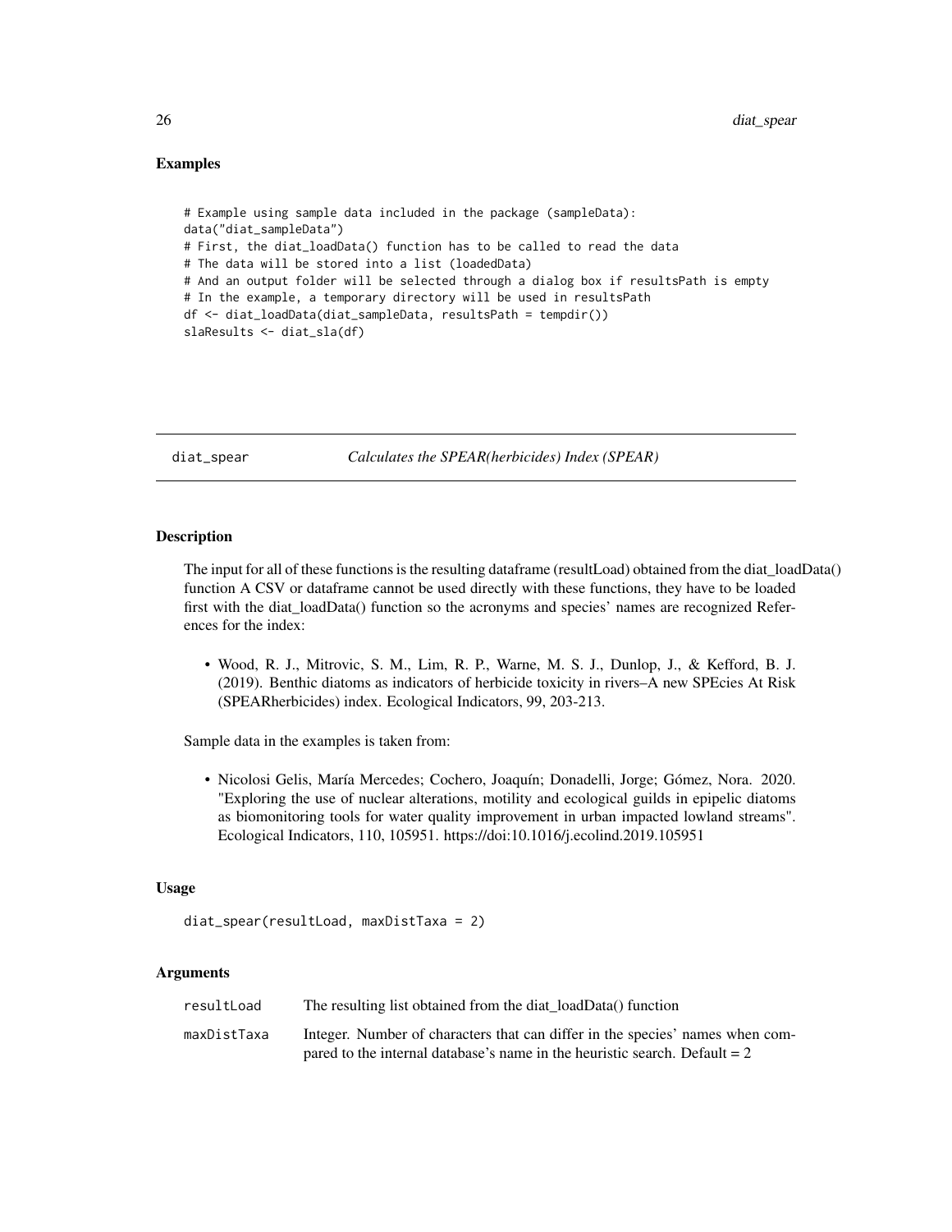## Examples

```
# Example using sample data included in the package (sampleData):
data("diat_sampleData")
# First, the diat_loadData() function has to be called to read the data
# The data will be stored into a list (loadedData)
# And an output folder will be selected through a dialog box if resultsPath is empty
# In the example, a temporary directory will be used in resultsPath
df <- diat_loadData(diat_sampleData, resultsPath = tempdir())
slaResults <- diat_sla(df)
```

---

# diat_spear — *Calculates the SPEAR(herbicides) Index (SPEAR)*

---

## Description

The input for all of these functions is the resulting dataframe (resultLoad) obtained from the diat_loadData() function A CSV or dataframe cannot be used directly with these functions, they have to be loaded first with the diat_loadData() function so the acronyms and species' names are recognized References for the index:

- Wood, R. J., Mitrovic, S. M., Lim, R. P., Warne, M. S. J., Dunlop, J., & Kefford, B. J. (2019). Benthic diatoms as indicators of herbicide toxicity in rivers–A new SPEcies At Risk (SPEARherbicides) index. Ecological Indicators, 99, 203-213.

Sample data in the examples is taken from:

- Nicolosi Gelis, María Mercedes; Cochero, Joaquín; Donadelli, Jorge; Gómez, Nora. 2020. "Exploring the use of nuclear alterations, motility and ecological guilds in epipelic diatoms as biomonitoring tools for water quality improvement in urban impacted lowland streams". Ecological Indicators, 110, 105951. https://doi:10.1016/j.ecolind.2019.105951

## Usage

```
diat_spear(resultLoad, maxDistTaxa = 2)
```

## Arguments

| | |
|---|---|
| resultLoad | The resulting list obtained from the diat_loadData() function |
| maxDistTaxa | Integer. Number of characters that can differ in the species' names when compared to the internal database's name in the heuristic search. Default = 2 |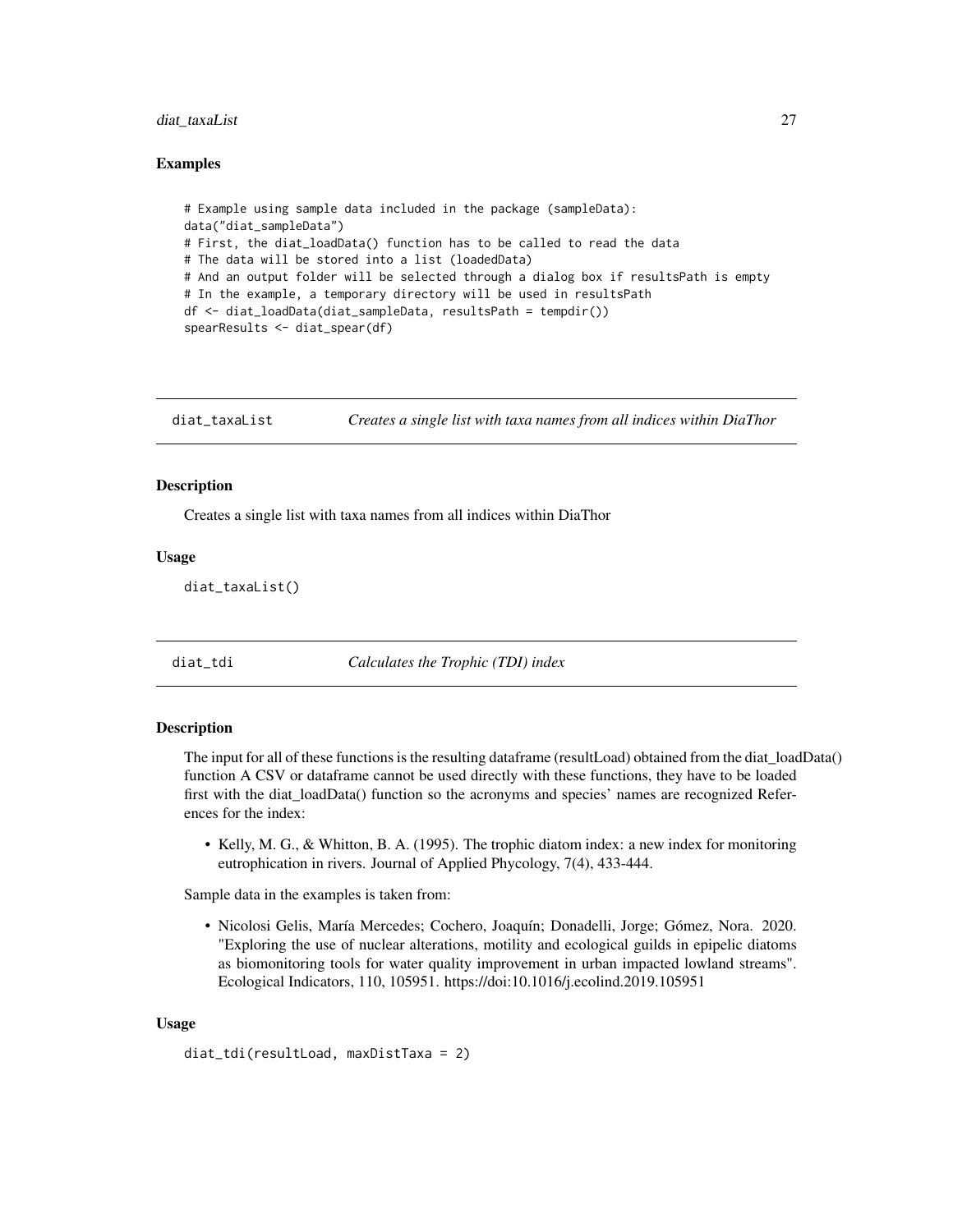### Examples

```
# Example using sample data included in the package (sampleData):
data("diat_sampleData")
# First, the diat_loadData() function has to be called to read the data
# The data will be stored into a list (loadedData)
# And an output folder will be selected through a dialog box if resultsPath is empty
# In the example, a temporary directory will be used in resultsPath
df <- diat_loadData(diat_sampleData, resultsPath = tempdir())
spearResults <- diat_spear(df)
```

---

## diat_taxaList — *Creates a single list with taxa names from all indices within DiaThor*

### Description

Creates a single list with taxa names from all indices within DiaThor

### Usage

```
diat_taxaList()
```

---

## diat_tdi — *Calculates the Trophic (TDI) index*

### Description

The input for all of these functions is the resulting dataframe (resultLoad) obtained from the diat_loadData() function A CSV or dataframe cannot be used directly with these functions, they have to be loaded first with the diat_loadData() function so the acronyms and species' names are recognized References for the index:

- Kelly, M. G., & Whitton, B. A. (1995). The trophic diatom index: a new index for monitoring eutrophication in rivers. Journal of Applied Phycology, 7(4), 433-444.

Sample data in the examples is taken from:

- Nicolosi Gelis, María Mercedes; Cochero, Joaquín; Donadelli, Jorge; Gómez, Nora. 2020. "Exploring the use of nuclear alterations, motility and ecological guilds in epipelic diatoms as biomonitoring tools for water quality improvement in urban impacted lowland streams". Ecological Indicators, 110, 105951. https://doi:10.1016/j.ecolind.2019.105951

### Usage

```
diat_tdi(resultLoad, maxDistTaxa = 2)
```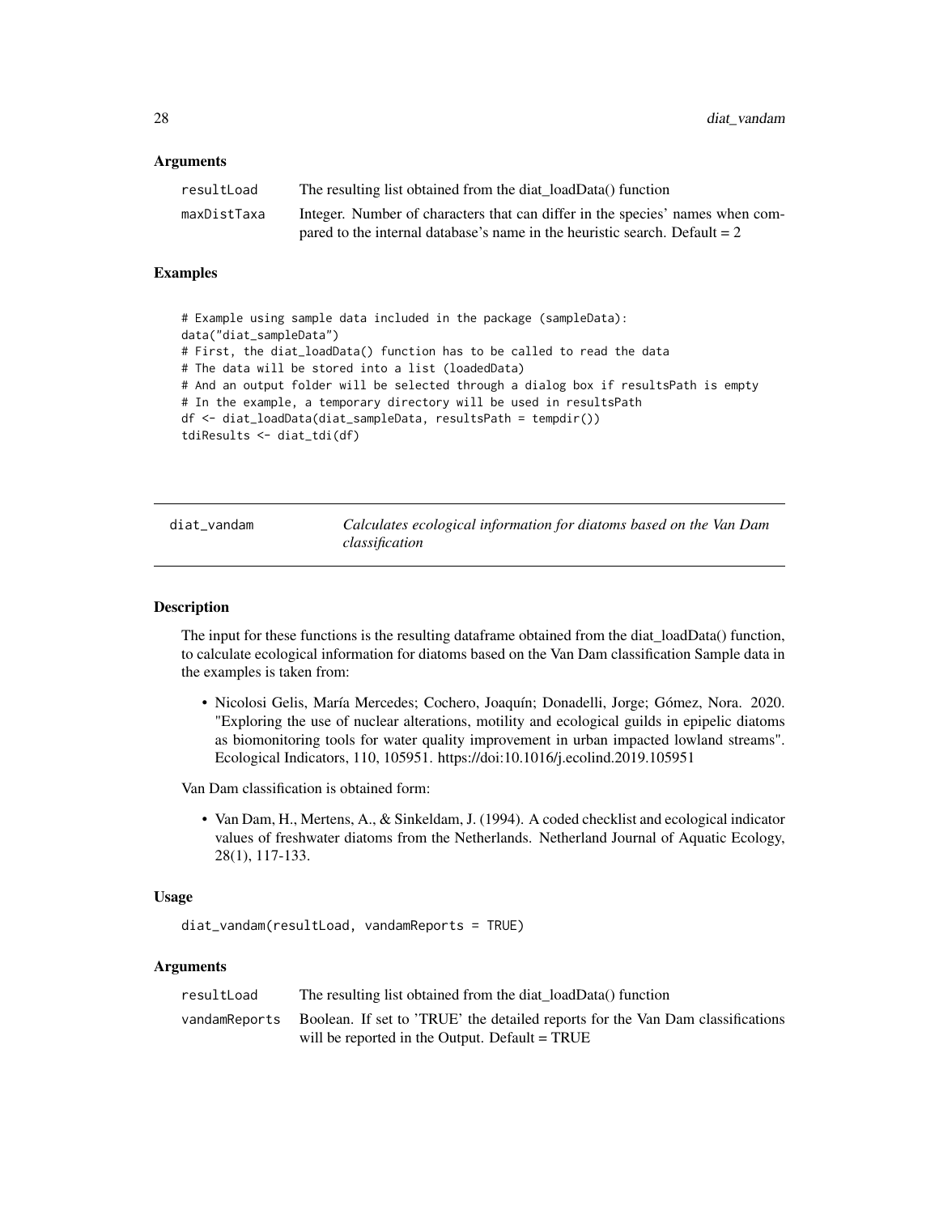### Arguments

| | |
|---|---|
| resultLoad | The resulting list obtained from the diat_loadData() function |
| maxDistTaxa | Integer. Number of characters that can differ in the species' names when compared to the internal database's name in the heuristic search. Default = 2 |

### Examples

```
# Example using sample data included in the package (sampleData):
data("diat_sampleData")
# First, the diat_loadData() function has to be called to read the data
# The data will be stored into a list (loadedData)
# And an output folder will be selected through a dialog box if resultsPath is empty
# In the example, a temporary directory will be used in resultsPath
df <- diat_loadData(diat_sampleData, resultsPath = tempdir())
tdiResults <- diat_tdi(df)
```

---

## diat_vandam — *Calculates ecological information for diatoms based on the Van Dam classification*

---

### Description

The input for these functions is the resulting dataframe obtained from the diat_loadData() function, to calculate ecological information for diatoms based on the Van Dam classification Sample data in the examples is taken from:

- Nicolosi Gelis, María Mercedes; Cochero, Joaquín; Donadelli, Jorge; Gómez, Nora. 2020. "Exploring the use of nuclear alterations, motility and ecological guilds in epipelic diatoms as biomonitoring tools for water quality improvement in urban impacted lowland streams". Ecological Indicators, 110, 105951. https://doi:10.1016/j.ecolind.2019.105951

Van Dam classification is obtained form:

- Van Dam, H., Mertens, A., & Sinkeldam, J. (1994). A coded checklist and ecological indicator values of freshwater diatoms from the Netherlands. Netherland Journal of Aquatic Ecology, 28(1), 117-133.

### Usage

```
diat_vandam(resultLoad, vandamReports = TRUE)
```

### Arguments

| | |
|---|---|
| resultLoad | The resulting list obtained from the diat_loadData() function |
| vandamReports | Boolean. If set to 'TRUE' the detailed reports for the Van Dam classifications will be reported in the Output. Default = TRUE |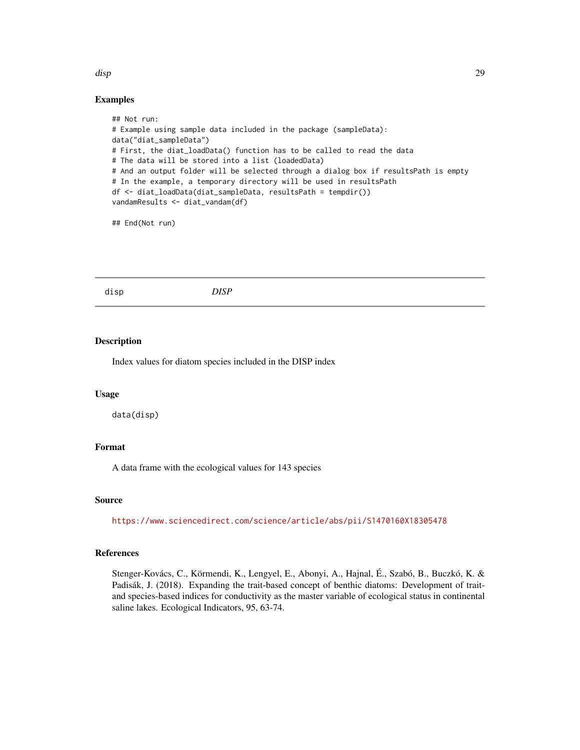## Examples

```
## Not run:
# Example using sample data included in the package (sampleData):
data("diat_sampleData")
# First, the diat_loadData() function has to be called to read the data
# The data will be stored into a list (loadedData)
# And an output folder will be selected through a dialog box if resultsPath is empty
# In the example, a temporary directory will be used in resultsPath
df <- diat_loadData(diat_sampleData, resultsPath = tempdir())
vandamResults <- diat_vandam(df)

## End(Not run)
```

---

# disp — *DISP*

---

## Description

Index values for diatom species included in the DISP index

## Usage

```
data(disp)
```

## Format

A data frame with the ecological values for 143 species

## Source

https://www.sciencedirect.com/science/article/abs/pii/S1470160X18305478

## References

Stenger-Kovács, C., Körmendi, K., Lengyel, E., Abonyi, A., Hajnal, É., Szabó, B., Buczkó, K. & Padisák, J. (2018). Expanding the trait-based concept of benthic diatoms: Development of trait- and species-based indices for conductivity as the master variable of ecological status in continental saline lakes. Ecological Indicators, 95, 63-74.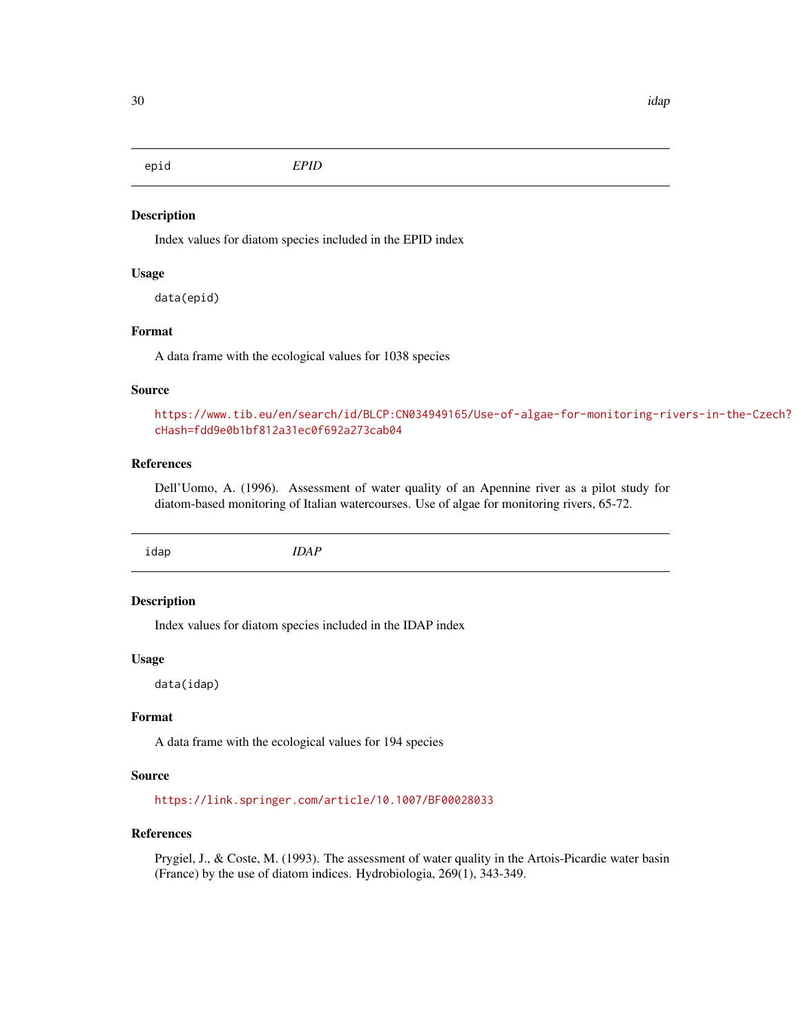## epid — *EPID*

### Description

Index values for diatom species included in the EPID index

### Usage

```
data(epid)
```

### Format

A data frame with the ecological values for 1038 species

### Source

https://www.tib.eu/en/search/id/BLCP:CN034949165/Use-of-algae-for-monitoring-rivers-in-the-Czech?cHash=fdd9e0b1bf812a31ec0f692a273cab04

### References

Dell'Uomo, A. (1996). Assessment of water quality of an Apennine river as a pilot study for diatom-based monitoring of Italian watercourses. Use of algae for monitoring rivers, 65-72.

## idap — *IDAP*

### Description

Index values for diatom species included in the IDAP index

### Usage

```
data(idap)
```

### Format

A data frame with the ecological values for 194 species

### Source

https://link.springer.com/article/10.1007/BF00028033

### References

Prygiel, J., & Coste, M. (1993). The assessment of water quality in the Artois-Picardie water basin (France) by the use of diatom indices. Hydrobiologia, 269(1), 343-349.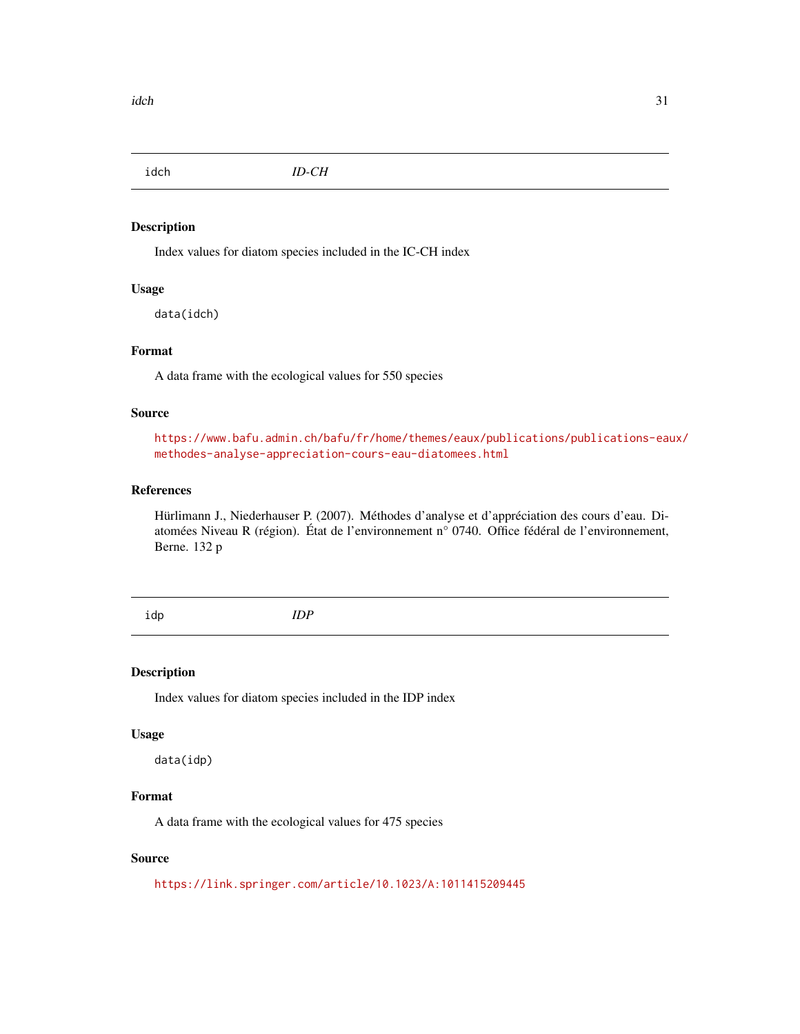## idch — *ID-CH*

### Description

Index values for diatom species included in the IC-CH index

### Usage

```
data(idch)
```

### Format

A data frame with the ecological values for 550 species

### Source

https://www.bafu.admin.ch/bafu/fr/home/themes/eaux/publications/publications-eaux/methodes-analyse-appreciation-cours-eau-diatomees.html

### References

Hürlimann J., Niederhauser P. (2007). Méthodes d'analyse et d'appréciation des cours d'eau. Diatomées Niveau R (région). État de l'environnement n° 0740. Office fédéral de l'environnement, Berne. 132 p

## idp — *IDP*

### Description

Index values for diatom species included in the IDP index

### Usage

```
data(idp)
```

### Format

A data frame with the ecological values for 475 species

### Source

https://link.springer.com/article/10.1023/A:1011415209445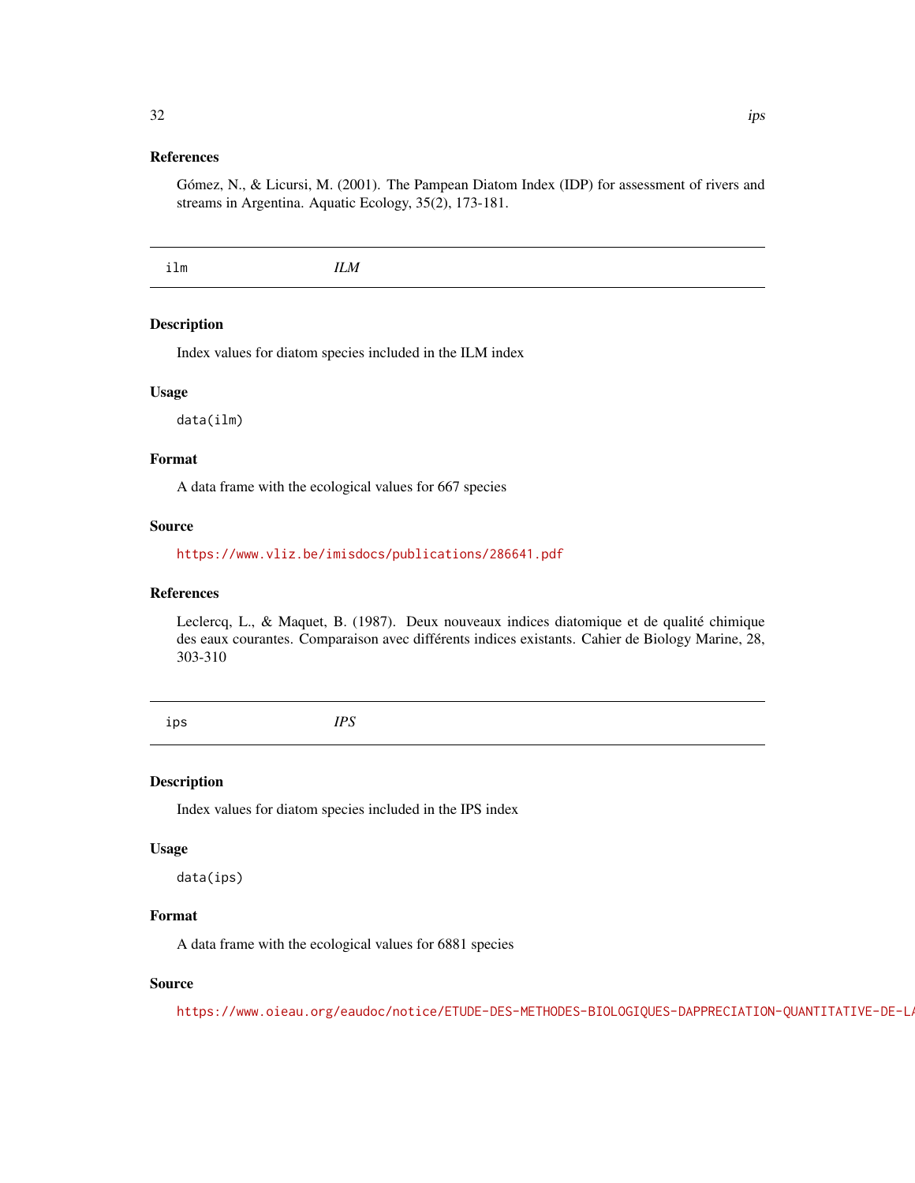### References

Gómez, N., & Licursi, M. (2001). The Pampean Diatom Index (IDP) for assessment of rivers and streams in Argentina. Aquatic Ecology, 35(2), 173-181.

## ilm *ILM*

### Description

Index values for diatom species included in the ILM index

### Usage

```
data(ilm)
```

### Format

A data frame with the ecological values for 667 species

### Source

https://www.vliz.be/imisdocs/publications/286641.pdf

### References

Leclercq, L., & Maquet, B. (1987). Deux nouveaux indices diatomique et de qualité chimique des eaux courantes. Comparaison avec différents indices existants. Cahier de Biology Marine, 28, 303-310

## ips *IPS*

### Description

Index values for diatom species included in the IPS index

### Usage

```
data(ips)
```

### Format

A data frame with the ecological values for 6881 species

### Source

https://www.oieau.org/eaudoc/notice/ETUDE-DES-METHODES-BIOLOGIQUES-DAPPRECIATION-QUANTITATIVE-DE-L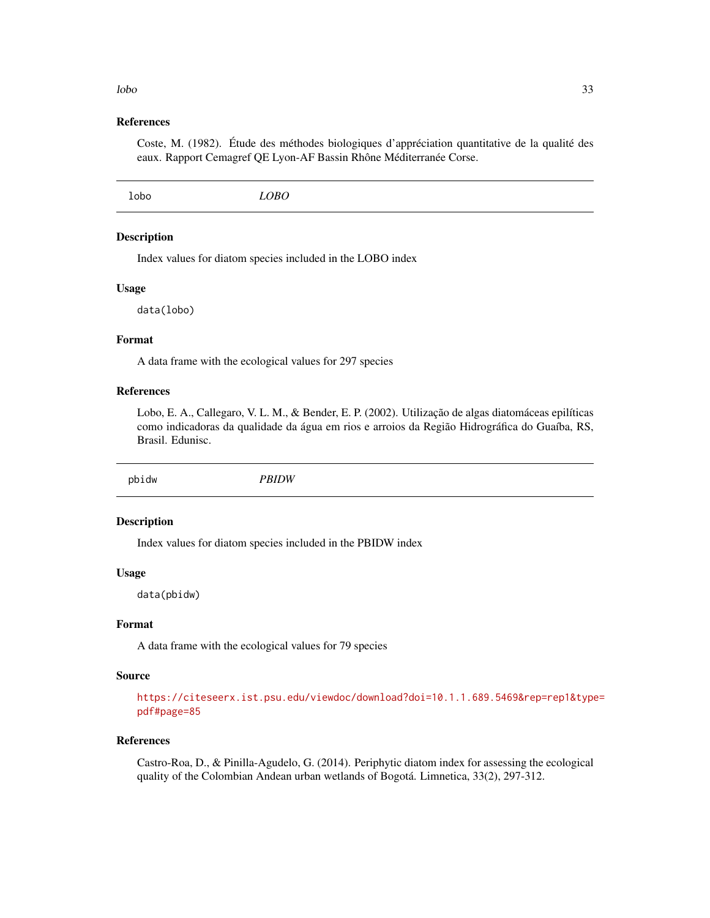### References

Coste, M. (1982). Étude des méthodes biologiques d'appréciation quantitative de la qualité des eaux. Rapport Cemagref QE Lyon-AF Bassin Rhône Méditerranée Corse.

## lobo *LOBO*

### Description

Index values for diatom species included in the LOBO index

### Usage

```
data(lobo)
```

### Format

A data frame with the ecological values for 297 species

### References

Lobo, E. A., Callegaro, V. L. M., & Bender, E. P. (2002). Utilização de algas diatomáceas epilíticas como indicadoras da qualidade da água em rios e arroios da Região Hidrográfica do Guaíba, RS, Brasil. Edunisc.

## pbidw *PBIDW*

### Description

Index values for diatom species included in the PBIDW index

### Usage

```
data(pbidw)
```

### Format

A data frame with the ecological values for 79 species

### Source

https://citeseerx.ist.psu.edu/viewdoc/download?doi=10.1.1.689.5469&rep=rep1&type=pdf#page=85

### References

Castro-Roa, D., & Pinilla-Agudelo, G. (2014). Periphytic diatom index for assessing the ecological quality of the Colombian Andean urban wetlands of Bogotá. Limnetica, 33(2), 297-312.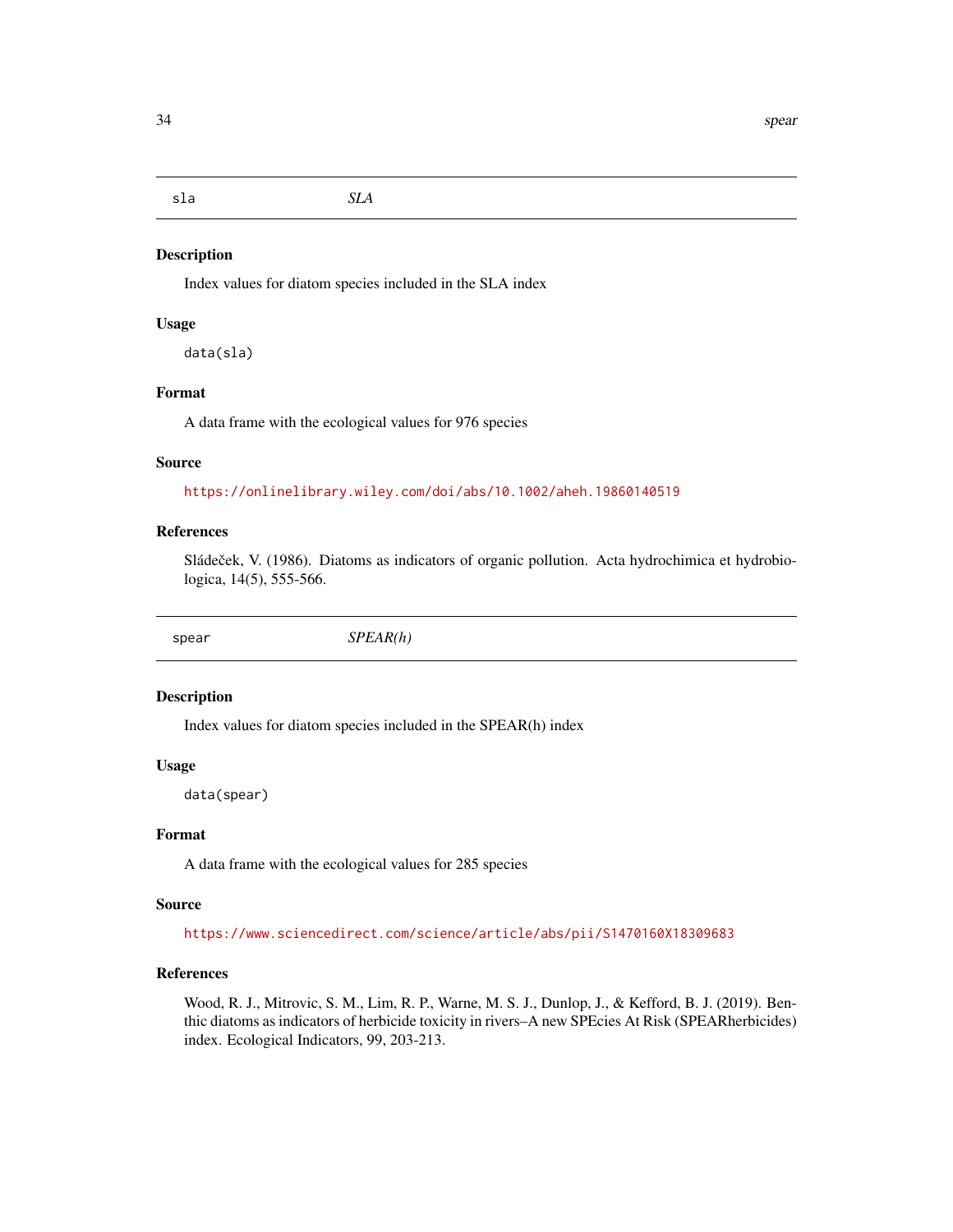## sla — *SLA*

### Description

Index values for diatom species included in the SLA index

### Usage

```
data(sla)
```

### Format

A data frame with the ecological values for 976 species

### Source

https://onlinelibrary.wiley.com/doi/abs/10.1002/aheh.19860140519

### References

Sládeček, V. (1986). Diatoms as indicators of organic pollution. Acta hydrochimica et hydrobiologica, 14(5), 555-566.

## spear — *SPEAR(h)*

### Description

Index values for diatom species included in the SPEAR(h) index

### Usage

```
data(spear)
```

### Format

A data frame with the ecological values for 285 species

### Source

https://www.sciencedirect.com/science/article/abs/pii/S1470160X18309683

### References

Wood, R. J., Mitrovic, S. M., Lim, R. P., Warne, M. S. J., Dunlop, J., & Kefford, B. J. (2019). Benthic diatoms as indicators of herbicide toxicity in rivers–A new SPEcies At Risk (SPEARherbicides) index. Ecological Indicators, 99, 203-213.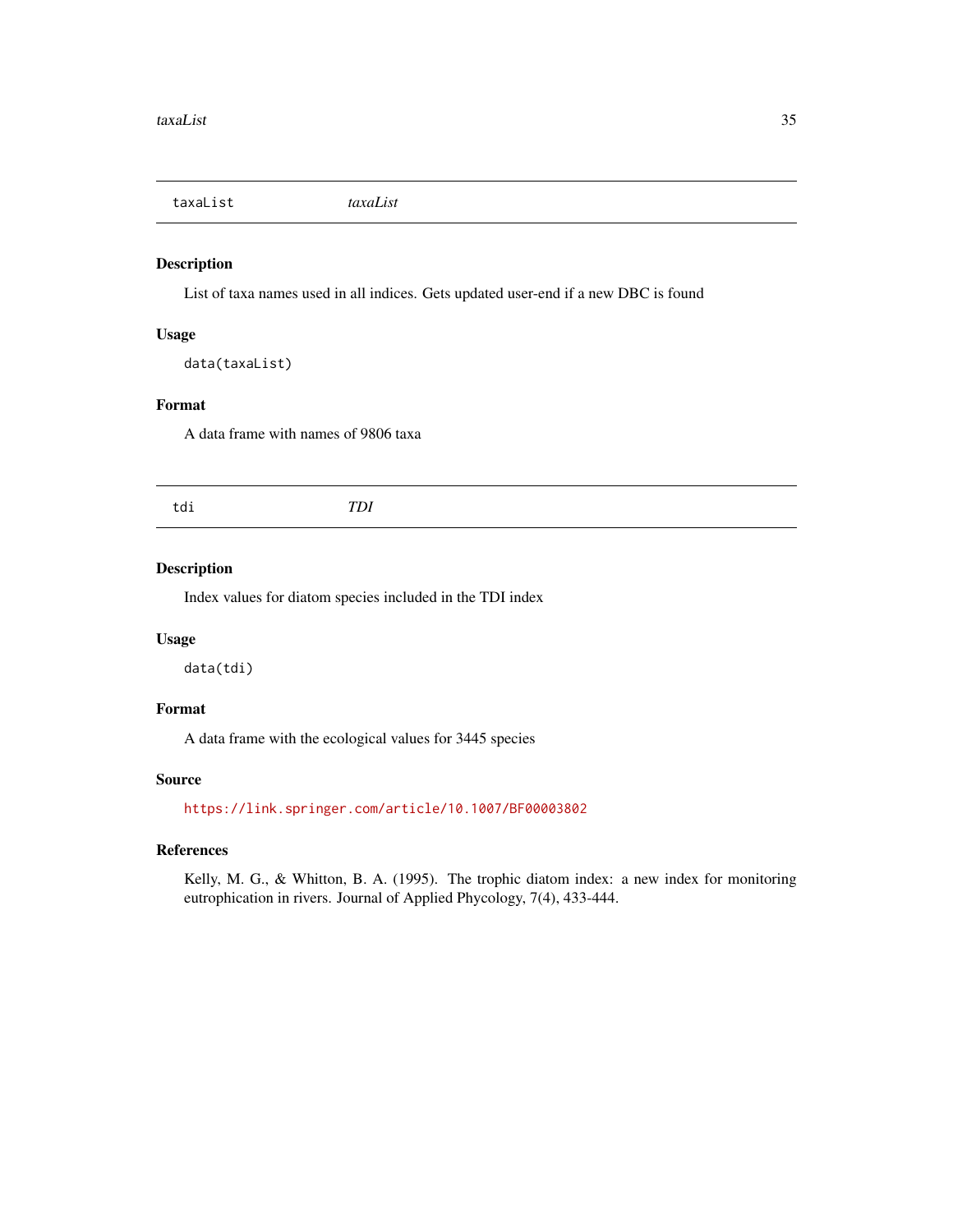## taxaList *taxaList*

### Description

List of taxa names used in all indices. Gets updated user-end if a new DBC is found

### Usage

```
data(taxaList)
```

### Format

A data frame with names of 9806 taxa

## tdi *TDI*

### Description

Index values for diatom species included in the TDI index

### Usage

```
data(tdi)
```

### Format

A data frame with the ecological values for 3445 species

### Source

https://link.springer.com/article/10.1007/BF00003802

### References

Kelly, M. G., & Whitton, B. A. (1995). The trophic diatom index: a new index for monitoring eutrophication in rivers. Journal of Applied Phycology, 7(4), 433-444.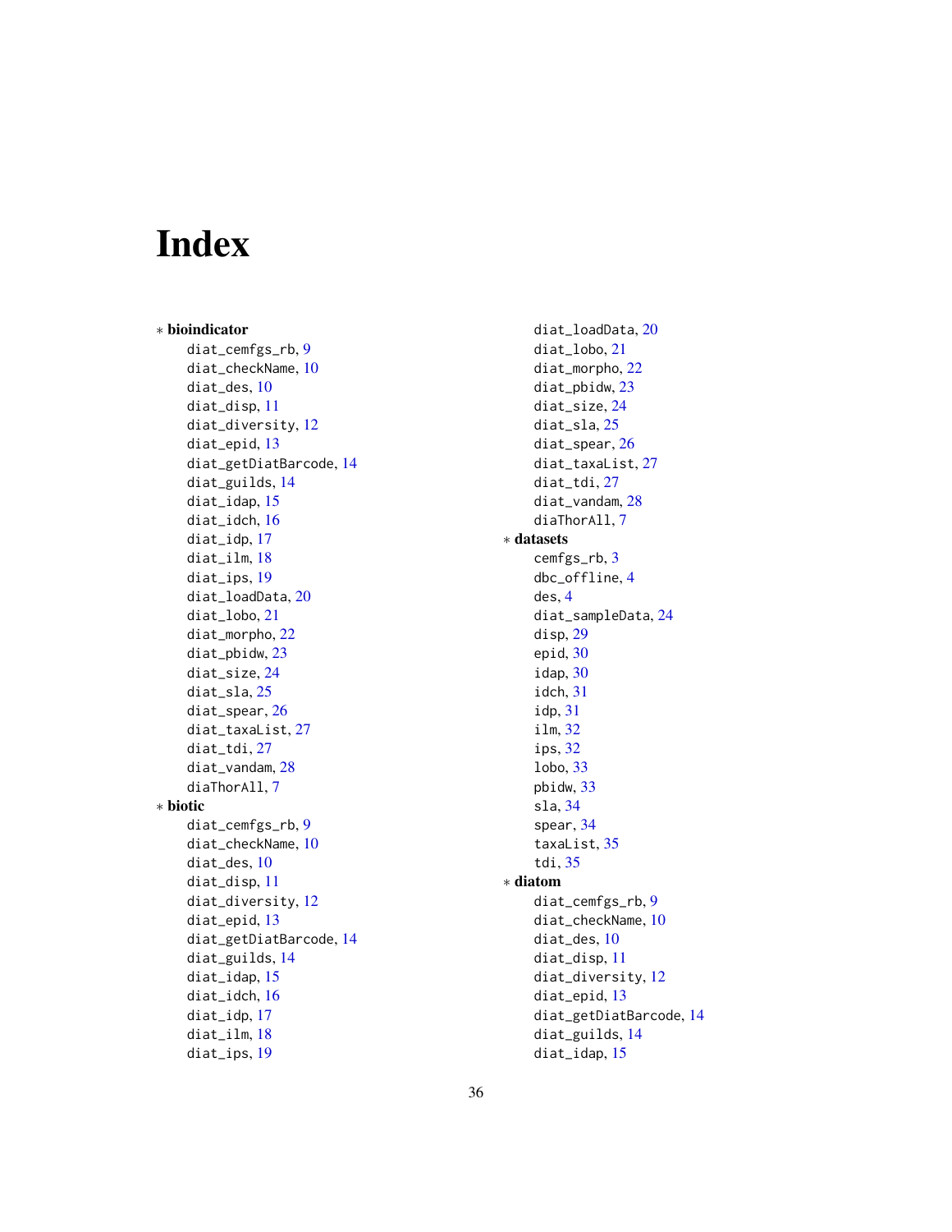# Index

∗ **bioindicator**

diat_cemfgs_rb, 9
diat_checkName, 10
diat_des, 10
diat_disp, 11
diat_diversity, 12
diat_epid, 13
diat_getDiatBarcode, 14
diat_guilds, 14
diat_idap, 15
diat_idch, 16
diat_idp, 17
diat_ilm, 18
diat_ips, 19
diat_loadData, 20
diat_lobo, 21
diat_morpho, 22
diat_pbidw, 23
diat_size, 24
diat_sla, 25
diat_spear, 26
diat_taxaList, 27
diat_tdi, 27
diat_vandam, 28
diaThorAll, 7

∗ **biotic**

diat_cemfgs_rb, 9
diat_checkName, 10
diat_des, 10
diat_disp, 11
diat_diversity, 12
diat_epid, 13
diat_getDiatBarcode, 14
diat_guilds, 14
diat_idap, 15
diat_idch, 16
diat_idp, 17
diat_ilm, 18
diat_ips, 19
diat_loadData, 20
diat_lobo, 21
diat_morpho, 22
diat_pbidw, 23
diat_size, 24
diat_sla, 25
diat_spear, 26
diat_taxaList, 27
diat_tdi, 27
diat_vandam, 28
diaThorAll, 7

∗ **datasets**

cemfgs_rb, 3
dbc_offline, 4
des, 4
diat_sampleData, 24
disp, 29
epid, 30
idap, 30
idch, 31
idp, 31
ilm, 32
ips, 32
lobo, 33
pbidw, 33
sla, 34
spear, 34
taxaList, 35
tdi, 35

∗ **diatom**

diat_cemfgs_rb, 9
diat_checkName, 10
diat_des, 10
diat_disp, 11
diat_diversity, 12
diat_epid, 13
diat_getDiatBarcode, 14
diat_guilds, 14
diat_idap, 15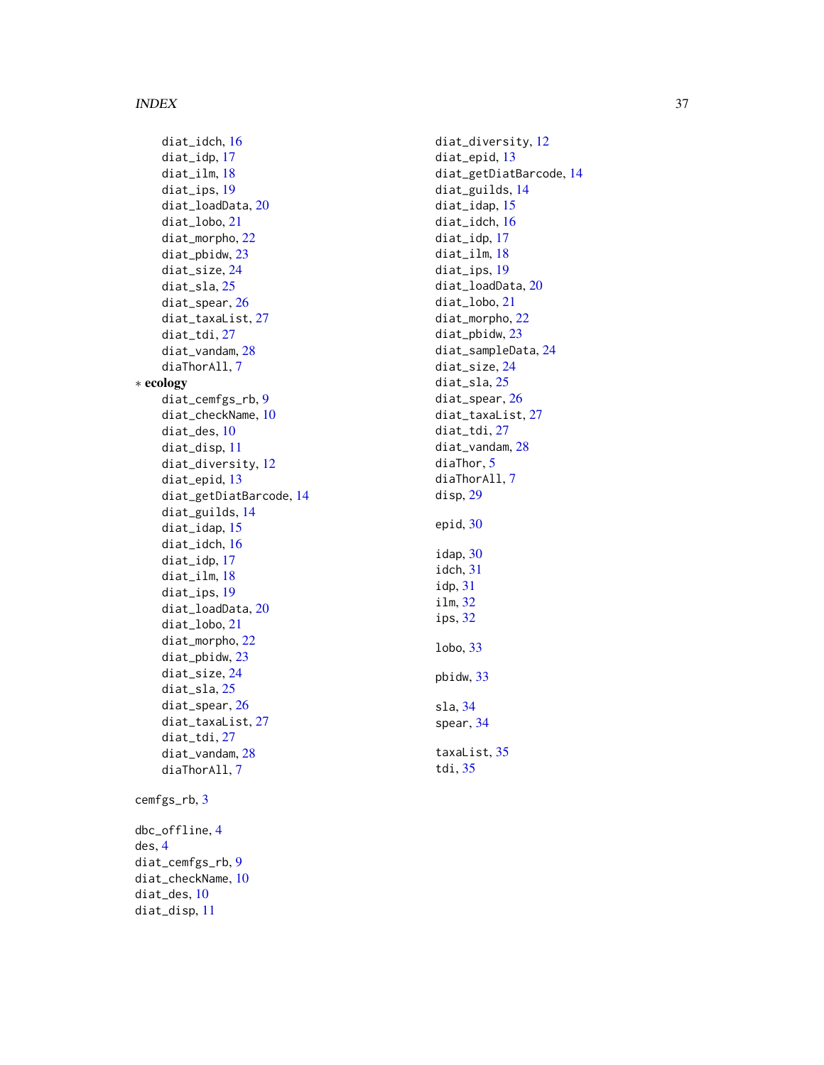diat_idch, 16
diat_idp, 17
diat_ilm, 18
diat_ips, 19
diat_loadData, 20
diat_lobo, 21
diat_morpho, 22
diat_pbidw, 23
diat_size, 24
diat_sla, 25
diat_spear, 26
diat_taxaList, 27
diat_tdi, 27
diat_vandam, 28
diaThorAll, 7

∗ **ecology**

diat_cemfgs_rb, 9
diat_checkName, 10
diat_des, 10
diat_disp, 11
diat_diversity, 12
diat_epid, 13
diat_getDiatBarcode, 14
diat_guilds, 14
diat_idap, 15
diat_idch, 16
diat_idp, 17
diat_ilm, 18
diat_ips, 19
diat_loadData, 20
diat_lobo, 21
diat_morpho, 22
diat_pbidw, 23
diat_size, 24
diat_sla, 25
diat_spear, 26
diat_taxaList, 27
diat_tdi, 27
diat_vandam, 28
diaThorAll, 7

cemfgs_rb, 3

dbc_offline, 4
des, 4
diat_cemfgs_rb, 9
diat_checkName, 10
diat_des, 10
diat_disp, 11
diat_diversity, 12
diat_epid, 13
diat_getDiatBarcode, 14
diat_guilds, 14
diat_idap, 15
diat_idch, 16
diat_idp, 17
diat_ilm, 18
diat_ips, 19
diat_loadData, 20
diat_lobo, 21
diat_morpho, 22
diat_pbidw, 23
diat_sampleData, 24
diat_size, 24
diat_sla, 25
diat_spear, 26
diat_taxaList, 27
diat_tdi, 27
diat_vandam, 28
diaThor, 5
diaThorAll, 7
disp, 29

epid, 30

idap, 30
idch, 31
idp, 31
ilm, 32
ips, 32

lobo, 33

pbidw, 33

sla, 34
spear, 34

taxaList, 35
tdi, 35